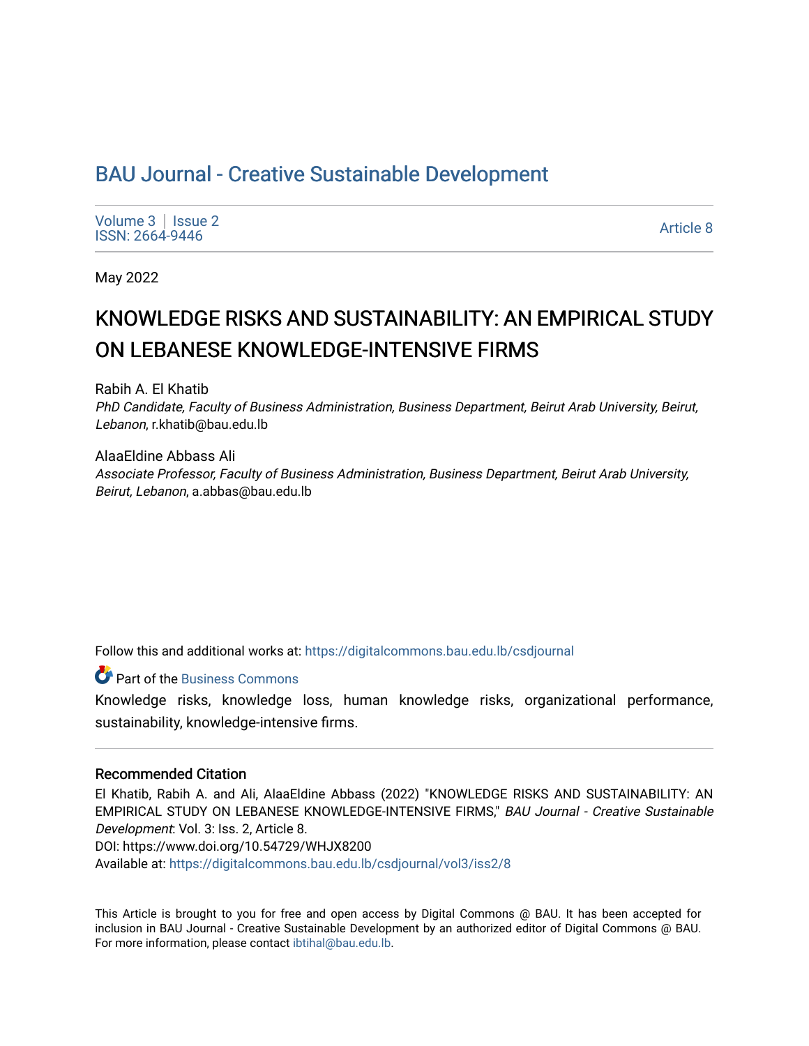# BAU Journal - Creative Sustainable Development

Volume 3 | Issue 2
ISSN: 2664-9446

Article 8

May 2022

## KNOWLEDGE RISKS AND SUSTAINABILITY: AN EMPIRICAL STUDY ON LEBANESE KNOWLEDGE-INTENSIVE FIRMS

Rabih A. El Khatib
*PhD Candidate, Faculty of Business Administration, Business Department, Beirut Arab University, Beirut, Lebanon*, r.khatib@bau.edu.lb

AlaaEldine Abbass Ali
*Associate Professor, Faculty of Business Administration, Business Department, Beirut Arab University, Beirut, Lebanon*, a.abbas@bau.edu.lb

Follow this and additional works at: https://digitalcommons.bau.edu.lb/csdjournal

Part of the Business Commons

Knowledge risks, knowledge loss, human knowledge risks, organizational performance, sustainability, knowledge-intensive firms.

### Recommended Citation

El Khatib, Rabih A. and Ali, AlaaEldine Abbass (2022) "KNOWLEDGE RISKS AND SUSTAINABILITY: AN EMPIRICAL STUDY ON LEBANESE KNOWLEDGE-INTENSIVE FIRMS," *BAU Journal - Creative Sustainable Development*: Vol. 3: Iss. 2, Article 8.
DOI: https://www.doi.org/10.54729/WHJX8200
Available at: https://digitalcommons.bau.edu.lb/csdjournal/vol3/iss2/8

This Article is brought to you for free and open access by Digital Commons @ BAU. It has been accepted for inclusion in BAU Journal - Creative Sustainable Development by an authorized editor of Digital Commons @ BAU. For more information, please contact ibtihal@bau.edu.lb.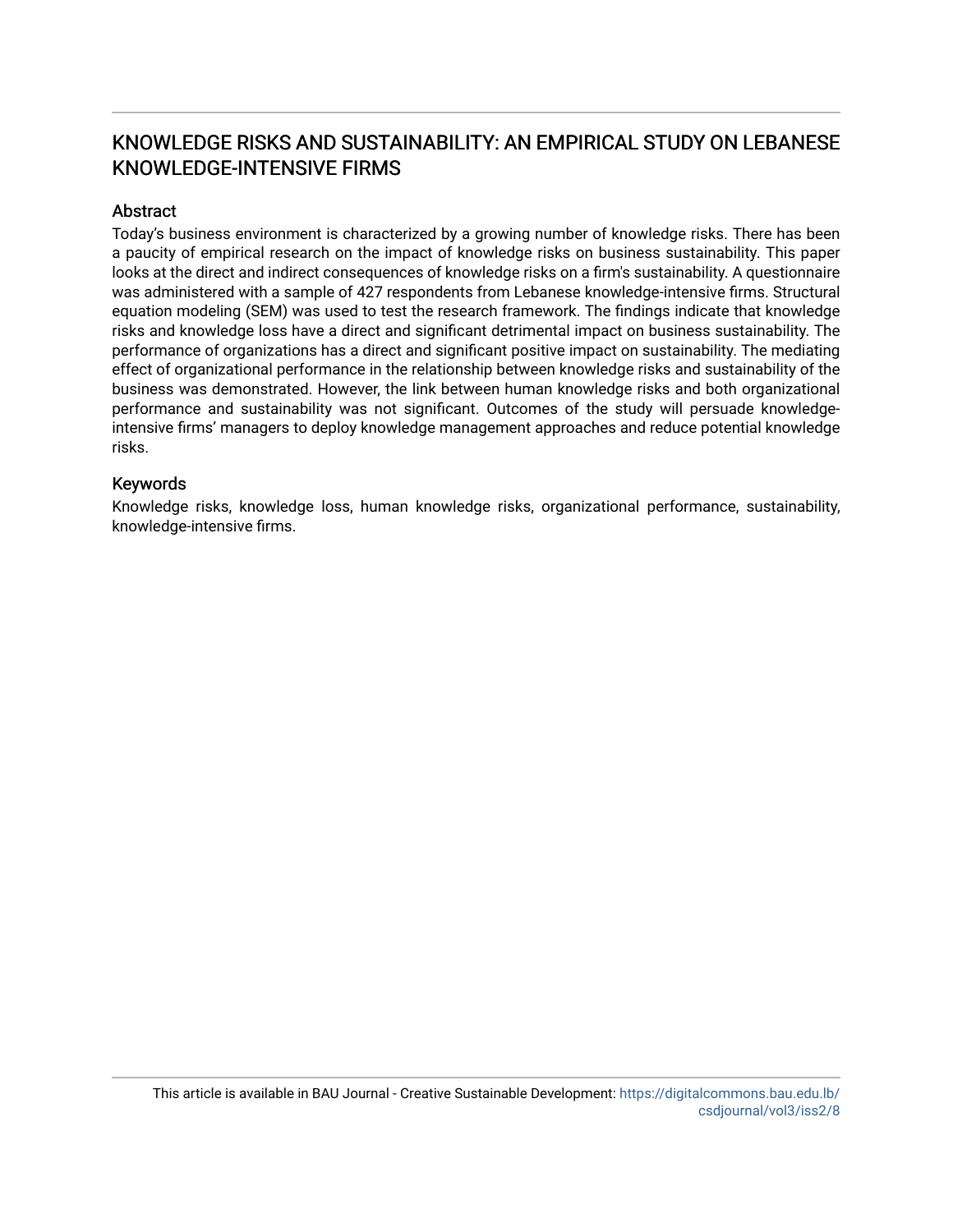# KNOWLEDGE RISKS AND SUSTAINABILITY: AN EMPIRICAL STUDY ON LEBANESE KNOWLEDGE-INTENSIVE FIRMS

## Abstract

Today's business environment is characterized by a growing number of knowledge risks. There has been a paucity of empirical research on the impact of knowledge risks on business sustainability. This paper looks at the direct and indirect consequences of knowledge risks on a firm's sustainability. A questionnaire was administered with a sample of 427 respondents from Lebanese knowledge-intensive firms. Structural equation modeling (SEM) was used to test the research framework. The findings indicate that knowledge risks and knowledge loss have a direct and significant detrimental impact on business sustainability. The performance of organizations has a direct and significant positive impact on sustainability. The mediating effect of organizational performance in the relationship between knowledge risks and sustainability of the business was demonstrated. However, the link between human knowledge risks and both organizational performance and sustainability was not significant. Outcomes of the study will persuade knowledge-intensive firms' managers to deploy knowledge management approaches and reduce potential knowledge risks.

## Keywords

Knowledge risks, knowledge loss, human knowledge risks, organizational performance, sustainability, knowledge-intensive firms.

This article is available in BAU Journal - Creative Sustainable Development: https://digitalcommons.bau.edu.lb/csdjournal/vol3/iss2/8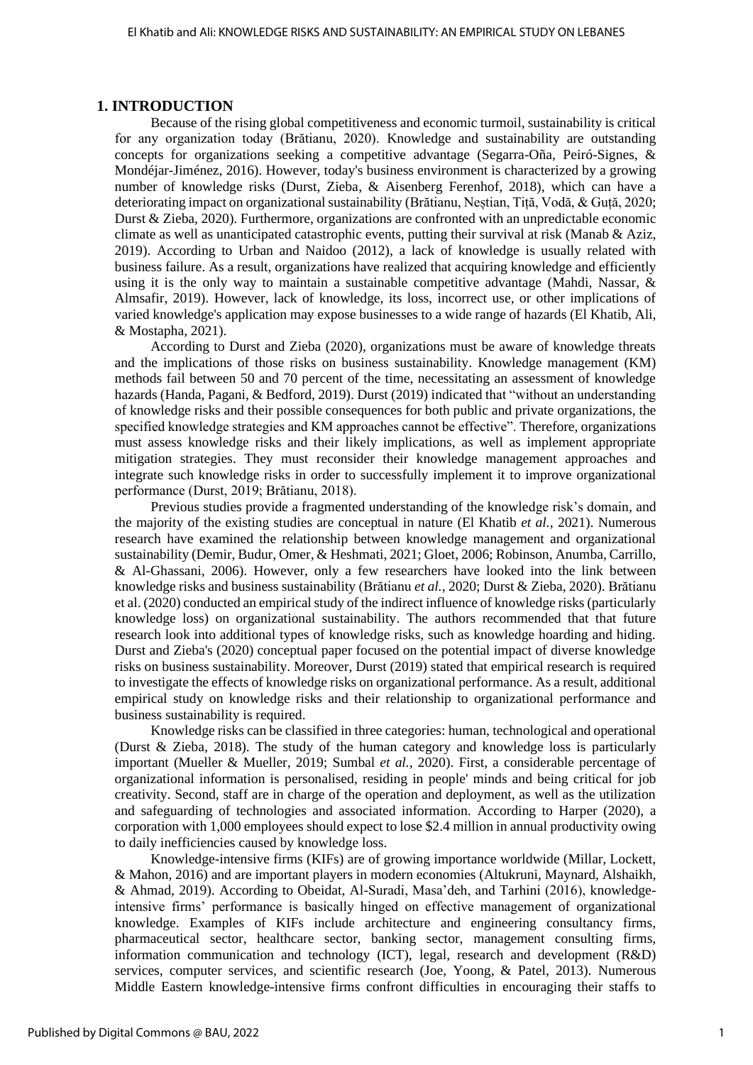## 1. INTRODUCTION

Because of the rising global competitiveness and economic turmoil, sustainability is critical for any organization today (Brătianu, 2020). Knowledge and sustainability are outstanding concepts for organizations seeking a competitive advantage (Segarra-Oña, Peiró-Signes, & Mondéjar-Jiménez, 2016). However, today's business environment is characterized by a growing number of knowledge risks (Durst, Zieba, & Aisenberg Ferenhof, 2018), which can have a deteriorating impact on organizational sustainability (Brătianu, Neștian, Tiță, Vodă, & Guță, 2020; Durst & Zieba, 2020). Furthermore, organizations are confronted with an unpredictable economic climate as well as unanticipated catastrophic events, putting their survival at risk (Manab & Aziz, 2019). According to Urban and Naidoo (2012), a lack of knowledge is usually related with business failure. As a result, organizations have realized that acquiring knowledge and efficiently using it is the only way to maintain a sustainable competitive advantage (Mahdi, Nassar, & Almsafir, 2019). However, lack of knowledge, its loss, incorrect use, or other implications of varied knowledge's application may expose businesses to a wide range of hazards (El Khatib, Ali, & Mostapha, 2021).

According to Durst and Zieba (2020), organizations must be aware of knowledge threats and the implications of those risks on business sustainability. Knowledge management (KM) methods fail between 50 and 70 percent of the time, necessitating an assessment of knowledge hazards (Handa, Pagani, & Bedford, 2019). Durst (2019) indicated that "without an understanding of knowledge risks and their possible consequences for both public and private organizations, the specified knowledge strategies and KM approaches cannot be effective". Therefore, organizations must assess knowledge risks and their likely implications, as well as implement appropriate mitigation strategies. They must reconsider their knowledge management approaches and integrate such knowledge risks in order to successfully implement it to improve organizational performance (Durst, 2019; Brătianu, 2018).

Previous studies provide a fragmented understanding of the knowledge risk's domain, and the majority of the existing studies are conceptual in nature (El Khatib *et al.*, 2021). Numerous research have examined the relationship between knowledge management and organizational sustainability (Demir, Budur, Omer, & Heshmati, 2021; Gloet, 2006; Robinson, Anumba, Carrillo, & Al-Ghassani, 2006). However, only a few researchers have looked into the link between knowledge risks and business sustainability (Brătianu *et al.*, 2020; Durst & Zieba, 2020). Brătianu et al. (2020) conducted an empirical study of the indirect influence of knowledge risks (particularly knowledge loss) on organizational sustainability. The authors recommended that that future research look into additional types of knowledge risks, such as knowledge hoarding and hiding. Durst and Zieba's (2020) conceptual paper focused on the potential impact of diverse knowledge risks on business sustainability. Moreover, Durst (2019) stated that empirical research is required to investigate the effects of knowledge risks on organizational performance. As a result, additional empirical study on knowledge risks and their relationship to organizational performance and business sustainability is required.

Knowledge risks can be classified in three categories: human, technological and operational (Durst & Zieba, 2018). The study of the human category and knowledge loss is particularly important (Mueller & Mueller, 2019; Sumbal *et al.*, 2020). First, a considerable percentage of organizational information is personalised, residing in people' minds and being critical for job creativity. Second, staff are in charge of the operation and deployment, as well as the utilization and safeguarding of technologies and associated information. According to Harper (2020), a corporation with 1,000 employees should expect to lose $2.4 million in annual productivity owing to daily inefficiencies caused by knowledge loss.

Knowledge-intensive firms (KIFs) are of growing importance worldwide (Millar, Lockett, & Mahon, 2016) and are important players in modern economies (Altukruni, Maynard, Alshaikh, & Ahmad, 2019). According to Obeidat, Al-Suradi, Masa'deh, and Tarhini (2016), knowledge-intensive firms' performance is basically hinged on effective management of organizational knowledge. Examples of KIFs include architecture and engineering consultancy firms, pharmaceutical sector, healthcare sector, banking sector, management consulting firms, information communication and technology (ICT), legal, research and development (R&D) services, computer services, and scientific research (Joe, Yoong, & Patel, 2013). Numerous Middle Eastern knowledge-intensive firms confront difficulties in encouraging their staffs to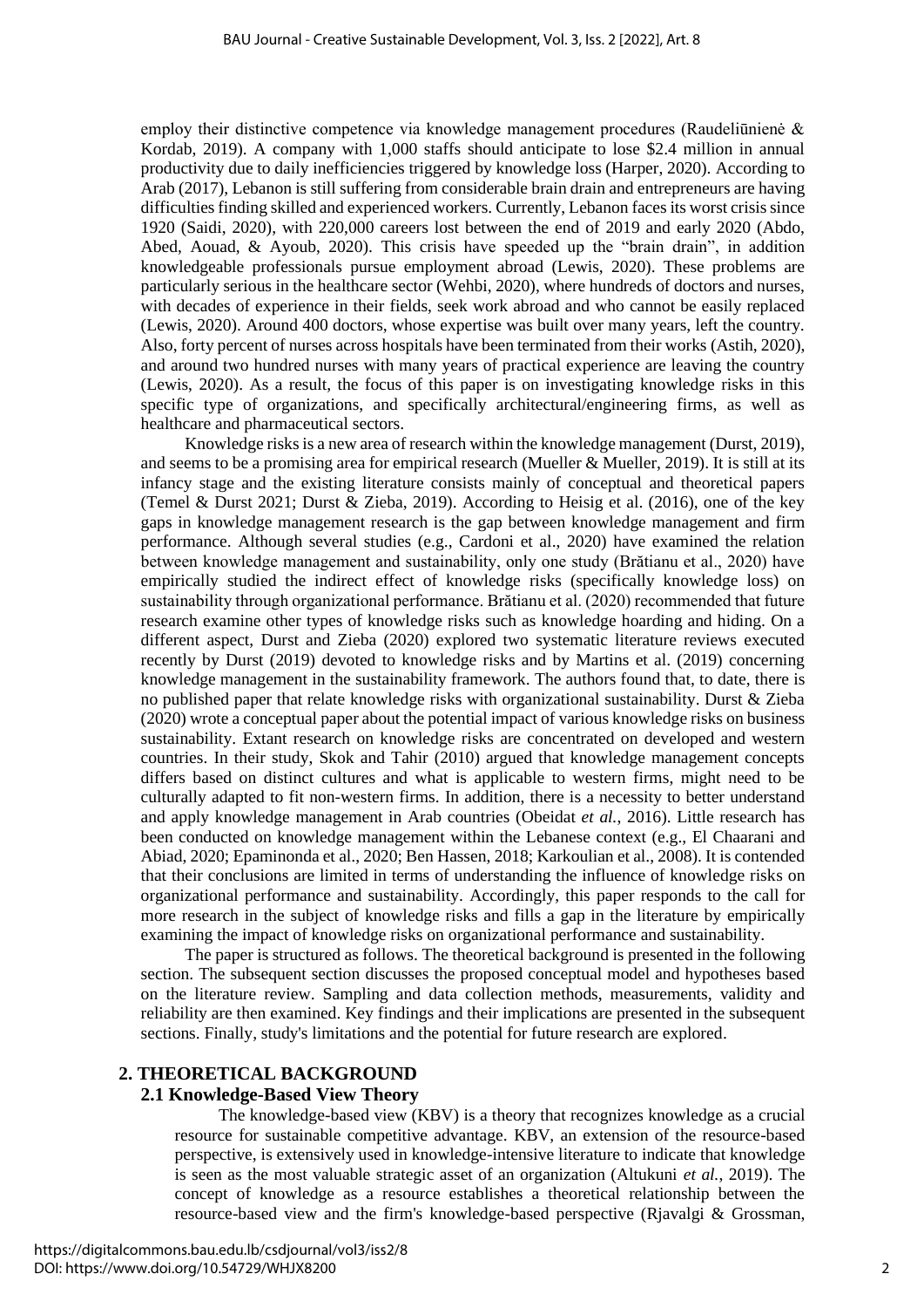employ their distinctive competence via knowledge management procedures (Raudeliūnienė & Kordab, 2019). A company with 1,000 staffs should anticipate to lose $2.4 million in annual productivity due to daily inefficiencies triggered by knowledge loss (Harper, 2020). According to Arab (2017), Lebanon is still suffering from considerable brain drain and entrepreneurs are having difficulties finding skilled and experienced workers. Currently, Lebanon faces its worst crisis since 1920 (Saidi, 2020), with 220,000 careers lost between the end of 2019 and early 2020 (Abdo, Abed, Aouad, & Ayoub, 2020). This crisis have speeded up the "brain drain", in addition knowledgeable professionals pursue employment abroad (Lewis, 2020). These problems are particularly serious in the healthcare sector (Wehbi, 2020), where hundreds of doctors and nurses, with decades of experience in their fields, seek work abroad and who cannot be easily replaced (Lewis, 2020). Around 400 doctors, whose expertise was built over many years, left the country. Also, forty percent of nurses across hospitals have been terminated from their works (Astih, 2020), and around two hundred nurses with many years of practical experience are leaving the country (Lewis, 2020). As a result, the focus of this paper is on investigating knowledge risks in this specific type of organizations, and specifically architectural/engineering firms, as well as healthcare and pharmaceutical sectors.

Knowledge risks is a new area of research within the knowledge management (Durst, 2019), and seems to be a promising area for empirical research (Mueller & Mueller, 2019). It is still at its infancy stage and the existing literature consists mainly of conceptual and theoretical papers (Temel & Durst 2021; Durst & Zieba, 2019). According to Heisig et al. (2016), one of the key gaps in knowledge management research is the gap between knowledge management and firm performance. Although several studies (e.g., Cardoni et al., 2020) have examined the relation between knowledge management and sustainability, only one study (Brătianu et al., 2020) have empirically studied the indirect effect of knowledge risks (specifically knowledge loss) on sustainability through organizational performance. Brătianu et al. (2020) recommended that future research examine other types of knowledge risks such as knowledge hoarding and hiding. On a different aspect, Durst and Zieba (2020) explored two systematic literature reviews executed recently by Durst (2019) devoted to knowledge risks and by Martins et al. (2019) concerning knowledge management in the sustainability framework. The authors found that, to date, there is no published paper that relate knowledge risks with organizational sustainability. Durst & Zieba (2020) wrote a conceptual paper about the potential impact of various knowledge risks on business sustainability. Extant research on knowledge risks are concentrated on developed and western countries. In their study, Skok and Tahir (2010) argued that knowledge management concepts differs based on distinct cultures and what is applicable to western firms, might need to be culturally adapted to fit non-western firms. In addition, there is a necessity to better understand and apply knowledge management in Arab countries (Obeidat *et al.*, 2016). Little research has been conducted on knowledge management within the Lebanese context (e.g., El Chaarani and Abiad, 2020; Epaminonda et al., 2020; Ben Hassen, 2018; Karkoulian et al., 2008). It is contended that their conclusions are limited in terms of understanding the influence of knowledge risks on organizational performance and sustainability. Accordingly, this paper responds to the call for more research in the subject of knowledge risks and fills a gap in the literature by empirically examining the impact of knowledge risks on organizational performance and sustainability.

The paper is structured as follows. The theoretical background is presented in the following section. The subsequent section discusses the proposed conceptual model and hypotheses based on the literature review. Sampling and data collection methods, measurements, validity and reliability are then examined. Key findings and their implications are presented in the subsequent sections. Finally, study's limitations and the potential for future research are explored.

## 2. THEORETICAL BACKGROUND

### 2.1 Knowledge-Based View Theory

The knowledge-based view (KBV) is a theory that recognizes knowledge as a crucial resource for sustainable competitive advantage. KBV, an extension of the resource-based perspective, is extensively used in knowledge-intensive literature to indicate that knowledge is seen as the most valuable strategic asset of an organization (Altukuni *et al.*, 2019). The concept of knowledge as a resource establishes a theoretical relationship between the resource-based view and the firm's knowledge-based perspective (Rjavalgi & Grossman,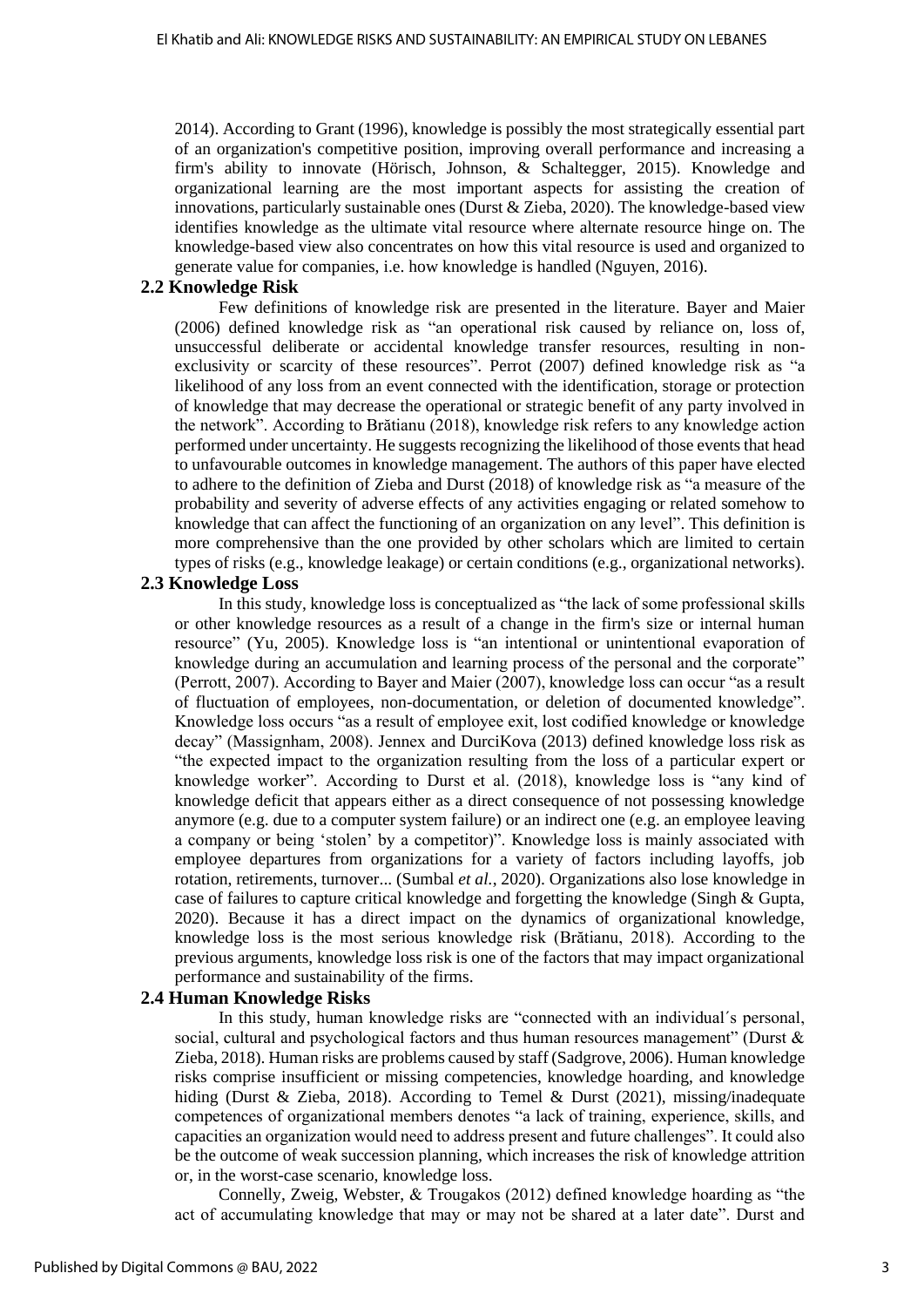2014). According to Grant (1996), knowledge is possibly the most strategically essential part of an organization's competitive position, improving overall performance and increasing a firm's ability to innovate (Hörisch, Johnson, & Schaltegger, 2015). Knowledge and organizational learning are the most important aspects for assisting the creation of innovations, particularly sustainable ones (Durst & Zieba, 2020). The knowledge-based view identifies knowledge as the ultimate vital resource where alternate resource hinge on. The knowledge-based view also concentrates on how this vital resource is used and organized to generate value for companies, i.e. how knowledge is handled (Nguyen, 2016).

## 2.2 Knowledge Risk

Few definitions of knowledge risk are presented in the literature. Bayer and Maier (2006) defined knowledge risk as "an operational risk caused by reliance on, loss of, unsuccessful deliberate or accidental knowledge transfer resources, resulting in non-exclusivity or scarcity of these resources". Perrot (2007) defined knowledge risk as "a likelihood of any loss from an event connected with the identification, storage or protection of knowledge that may decrease the operational or strategic benefit of any party involved in the network". According to Brătianu (2018), knowledge risk refers to any knowledge action performed under uncertainty. He suggests recognizing the likelihood of those events that head to unfavourable outcomes in knowledge management. The authors of this paper have elected to adhere to the definition of Zieba and Durst (2018) of knowledge risk as "a measure of the probability and severity of adverse effects of any activities engaging or related somehow to knowledge that can affect the functioning of an organization on any level". This definition is more comprehensive than the one provided by other scholars which are limited to certain types of risks (e.g., knowledge leakage) or certain conditions (e.g., organizational networks).

## 2.3 Knowledge Loss

In this study, knowledge loss is conceptualized as "the lack of some professional skills or other knowledge resources as a result of a change in the firm's size or internal human resource" (Yu, 2005). Knowledge loss is "an intentional or unintentional evaporation of knowledge during an accumulation and learning process of the personal and the corporate" (Perrott, 2007). According to Bayer and Maier (2007), knowledge loss can occur "as a result of fluctuation of employees, non-documentation, or deletion of documented knowledge". Knowledge loss occurs "as a result of employee exit, lost codified knowledge or knowledge decay" (Massignham, 2008). Jennex and DurciKova (2013) defined knowledge loss risk as "the expected impact to the organization resulting from the loss of a particular expert or knowledge worker". According to Durst et al. (2018), knowledge loss is "any kind of knowledge deficit that appears either as a direct consequence of not possessing knowledge anymore (e.g. due to a computer system failure) or an indirect one (e.g. an employee leaving a company or being 'stolen' by a competitor)". Knowledge loss is mainly associated with employee departures from organizations for a variety of factors including layoffs, job rotation, retirements, turnover... (Sumbal *et al.*, 2020). Organizations also lose knowledge in case of failures to capture critical knowledge and forgetting the knowledge (Singh & Gupta, 2020). Because it has a direct impact on the dynamics of organizational knowledge, knowledge loss is the most serious knowledge risk (Brătianu, 2018). According to the previous arguments, knowledge loss risk is one of the factors that may impact organizational performance and sustainability of the firms.

## 2.4 Human Knowledge Risks

In this study, human knowledge risks are "connected with an individual´s personal, social, cultural and psychological factors and thus human resources management" (Durst & Zieba, 2018). Human risks are problems caused by staff (Sadgrove, 2006). Human knowledge risks comprise insufficient or missing competencies, knowledge hoarding, and knowledge hiding (Durst & Zieba, 2018). According to Temel & Durst (2021), missing/inadequate competences of organizational members denotes "a lack of training, experience, skills, and capacities an organization would need to address present and future challenges". It could also be the outcome of weak succession planning, which increases the risk of knowledge attrition or, in the worst-case scenario, knowledge loss.

Connelly, Zweig, Webster, & Trougakos (2012) defined knowledge hoarding as "the act of accumulating knowledge that may or may not be shared at a later date". Durst and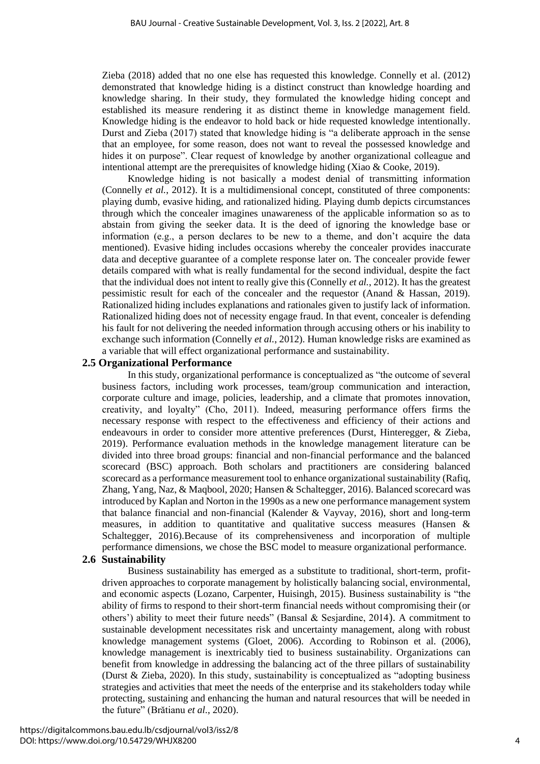Zieba (2018) added that no one else has requested this knowledge. Connelly et al. (2012) demonstrated that knowledge hiding is a distinct construct than knowledge hoarding and knowledge sharing. In their study, they formulated the knowledge hiding concept and established its measure rendering it as distinct theme in knowledge management field. Knowledge hiding is the endeavor to hold back or hide requested knowledge intentionally. Durst and Zieba (2017) stated that knowledge hiding is "a deliberate approach in the sense that an employee, for some reason, does not want to reveal the possessed knowledge and hides it on purpose". Clear request of knowledge by another organizational colleague and intentional attempt are the prerequisites of knowledge hiding (Xiao & Cooke, 2019).

Knowledge hiding is not basically a modest denial of transmitting information (Connelly *et al.*, 2012). It is a multidimensional concept, constituted of three components: playing dumb, evasive hiding, and rationalized hiding. Playing dumb depicts circumstances through which the concealer imagines unawareness of the applicable information so as to abstain from giving the seeker data. It is the deed of ignoring the knowledge base or information (e.g., a person declares to be new to a theme, and don't acquire the data mentioned). Evasive hiding includes occasions whereby the concealer provides inaccurate data and deceptive guarantee of a complete response later on. The concealer provide fewer details compared with what is really fundamental for the second individual, despite the fact that the individual does not intent to really give this (Connelly *et al.*, 2012). It has the greatest pessimistic result for each of the concealer and the requestor (Anand & Hassan, 2019). Rationalized hiding includes explanations and rationales given to justify lack of information. Rationalized hiding does not of necessity engage fraud. In that event, concealer is defending his fault for not delivering the needed information through accusing others or his inability to exchange such information (Connelly *et al.*, 2012). Human knowledge risks are examined as a variable that will effect organizational performance and sustainability.

## 2.5 Organizational Performance

In this study, organizational performance is conceptualized as "the outcome of several business factors, including work processes, team/group communication and interaction, corporate culture and image, policies, leadership, and a climate that promotes innovation, creativity, and loyalty" (Cho, 2011). Indeed, measuring performance offers firms the necessary response with respect to the effectiveness and efficiency of their actions and endeavours in order to consider more attentive preferences (Durst, Hinteregger, & Zieba, 2019). Performance evaluation methods in the knowledge management literature can be divided into three broad groups: financial and non-financial performance and the balanced scorecard (BSC) approach. Both scholars and practitioners are considering balanced scorecard as a performance measurement tool to enhance organizational sustainability (Rafiq, Zhang, Yang, Naz, & Maqbool, 2020; Hansen & Schaltegger, 2016). Balanced scorecard was introduced by Kaplan and Norton in the 1990s as a new one performance management system that balance financial and non-financial (Kalender & Vayvay, 2016), short and long-term measures, in addition to quantitative and qualitative success measures (Hansen & Schaltegger, 2016).Because of its comprehensiveness and incorporation of multiple performance dimensions, we chose the BSC model to measure organizational performance.

## 2.6 Sustainability

Business sustainability has emerged as a substitute to traditional, short-term, profit-driven approaches to corporate management by holistically balancing social, environmental, and economic aspects (Lozano, Carpenter, Huisingh, 2015). Business sustainability is "the ability of firms to respond to their short-term financial needs without compromising their (or others') ability to meet their future needs" (Bansal & Sesjardine, 2014). A commitment to sustainable development necessitates risk and uncertainty management, along with robust knowledge management systems (Gloet, 2006). According to Robinson et al. (2006), knowledge management is inextricably tied to business sustainability. Organizations can benefit from knowledge in addressing the balancing act of the three pillars of sustainability (Durst & Zieba, 2020). In this study, sustainability is conceptualized as "adopting business strategies and activities that meet the needs of the enterprise and its stakeholders today while protecting, sustaining and enhancing the human and natural resources that will be needed in the future" (Brătianu *et al.*, 2020).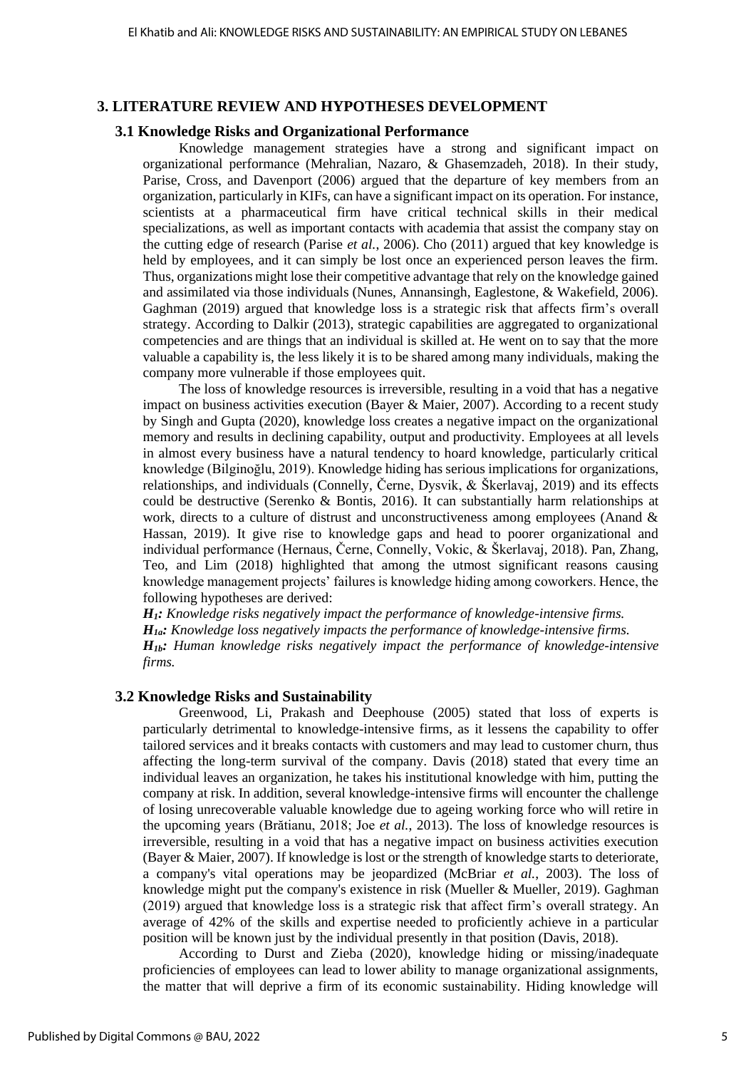## 3. LITERATURE REVIEW AND HYPOTHESES DEVELOPMENT

### 3.1 Knowledge Risks and Organizational Performance

Knowledge management strategies have a strong and significant impact on organizational performance (Mehralian, Nazaro, & Ghasemzadeh, 2018). In their study, Parise, Cross, and Davenport (2006) argued that the departure of key members from an organization, particularly in KIFs, can have a significant impact on its operation. For instance, scientists at a pharmaceutical firm have critical technical skills in their medical specializations, as well as important contacts with academia that assist the company stay on the cutting edge of research (Parise *et al.*, 2006). Cho (2011) argued that key knowledge is held by employees, and it can simply be lost once an experienced person leaves the firm. Thus, organizations might lose their competitive advantage that rely on the knowledge gained and assimilated via those individuals (Nunes, Annansingh, Eaglestone, & Wakefield, 2006). Gaghman (2019) argued that knowledge loss is a strategic risk that affects firm's overall strategy. According to Dalkir (2013), strategic capabilities are aggregated to organizational competencies and are things that an individual is skilled at. He went on to say that the more valuable a capability is, the less likely it is to be shared among many individuals, making the company more vulnerable if those employees quit.

The loss of knowledge resources is irreversible, resulting in a void that has a negative impact on business activities execution (Bayer & Maier, 2007). According to a recent study by Singh and Gupta (2020), knowledge loss creates a negative impact on the organizational memory and results in declining capability, output and productivity. Employees at all levels in almost every business have a natural tendency to hoard knowledge, particularly critical knowledge (Bilginoğlu, 2019). Knowledge hiding has serious implications for organizations, relationships, and individuals (Connelly, Černe, Dysvik, & Škerlavaj, 2019) and its effects could be destructive (Serenko & Bontis, 2016). It can substantially harm relationships at work, directs to a culture of distrust and unconstructiveness among employees (Anand & Hassan, 2019). It give rise to knowledge gaps and head to poorer organizational and individual performance (Hernaus, Černe, Connelly, Vokic, & Škerlavaj, 2018). Pan, Zhang, Teo, and Lim (2018) highlighted that among the utmost significant reasons causing knowledge management projects' failures is knowledge hiding among coworkers. Hence, the following hypotheses are derived:

***$H_1$:** Knowledge risks negatively impact the performance of knowledge-intensive firms.*

***$H_{1a}$:** Knowledge loss negatively impacts the performance of knowledge-intensive firms.*

***$H_{1b}$:** Human knowledge risks negatively impact the performance of knowledge-intensive firms.*

### 3.2 Knowledge Risks and Sustainability

Greenwood, Li, Prakash and Deephouse (2005) stated that loss of experts is particularly detrimental to knowledge-intensive firms, as it lessens the capability to offer tailored services and it breaks contacts with customers and may lead to customer churn, thus affecting the long-term survival of the company. Davis (2018) stated that every time an individual leaves an organization, he takes his institutional knowledge with him, putting the company at risk. In addition, several knowledge-intensive firms will encounter the challenge of losing unrecoverable valuable knowledge due to ageing working force who will retire in the upcoming years (Brătianu, 2018; Joe *et al.*, 2013). The loss of knowledge resources is irreversible, resulting in a void that has a negative impact on business activities execution (Bayer & Maier, 2007). If knowledge is lost or the strength of knowledge starts to deteriorate, a company's vital operations may be jeopardized (McBriar *et al.*, 2003). The loss of knowledge might put the company's existence in risk (Mueller & Mueller, 2019). Gaghman (2019) argued that knowledge loss is a strategic risk that affect firm's overall strategy. An average of 42% of the skills and expertise needed to proficiently achieve in a particular position will be known just by the individual presently in that position (Davis, 2018).

According to Durst and Zieba (2020), knowledge hiding or missing/inadequate proficiencies of employees can lead to lower ability to manage organizational assignments, the matter that will deprive a firm of its economic sustainability. Hiding knowledge will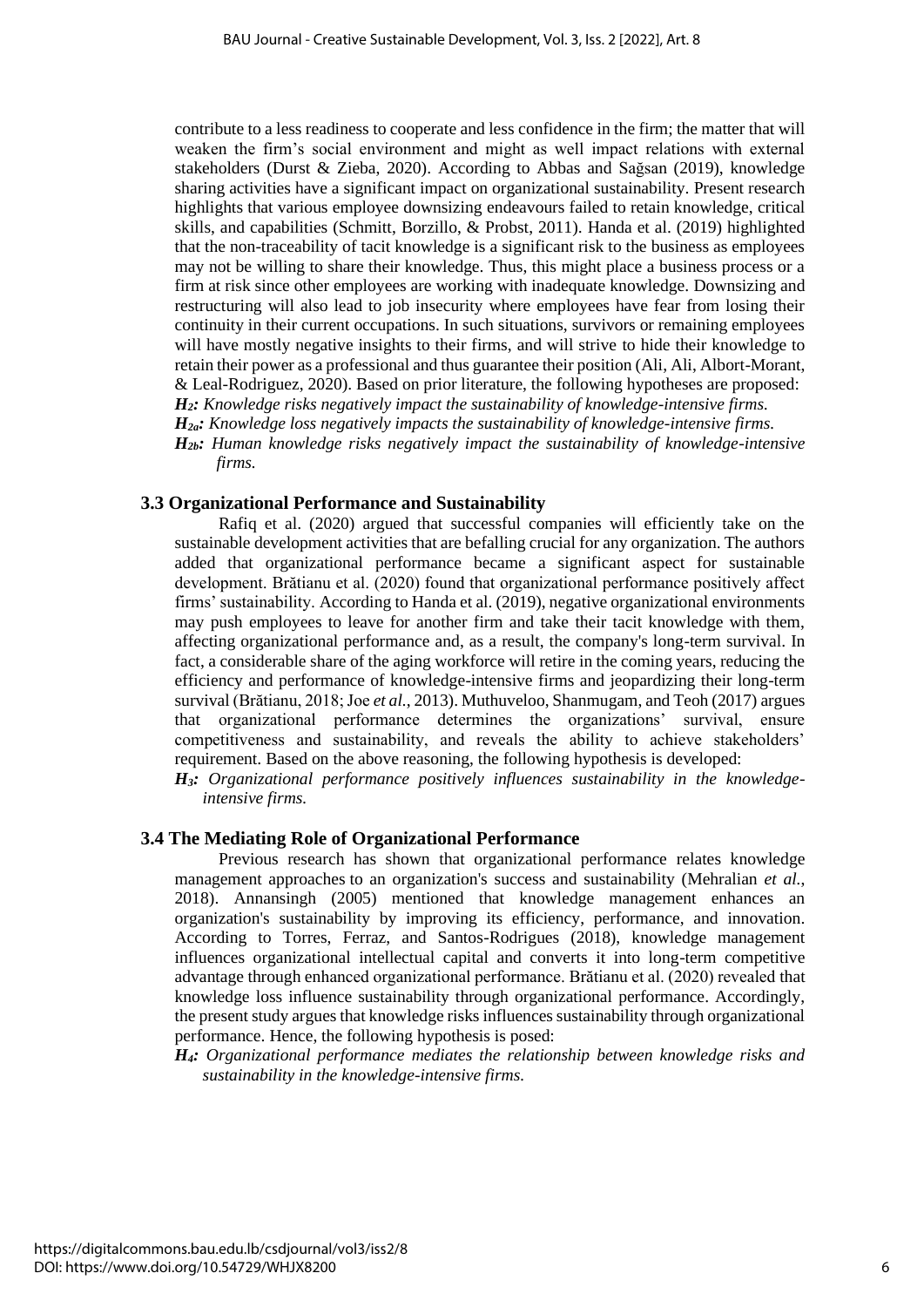contribute to a less readiness to cooperate and less confidence in the firm; the matter that will weaken the firm's social environment and might as well impact relations with external stakeholders (Durst & Zieba, 2020). According to Abbas and Sağsan (2019), knowledge sharing activities have a significant impact on organizational sustainability. Present research highlights that various employee downsizing endeavours failed to retain knowledge, critical skills, and capabilities (Schmitt, Borzillo, & Probst, 2011). Handa et al. (2019) highlighted that the non-traceability of tacit knowledge is a significant risk to the business as employees may not be willing to share their knowledge. Thus, this might place a business process or a firm at risk since other employees are working with inadequate knowledge. Downsizing and restructuring will also lead to job insecurity where employees have fear from losing their continuity in their current occupations. In such situations, survivors or remaining employees will have mostly negative insights to their firms, and will strive to hide their knowledge to retain their power as a professional and thus guarantee their position (Ali, Ali, Albort-Morant, & Leal-Rodriguez, 2020). Based on prior literature, the following hypotheses are proposed:

***$H_2$:*** *Knowledge risks negatively impact the sustainability of knowledge-intensive firms.*

***$H_{2a}$:*** *Knowledge loss negatively impacts the sustainability of knowledge-intensive firms.*

***$H_{2b}$:*** *Human knowledge risks negatively impact the sustainability of knowledge-intensive firms.*

### 3.3 Organizational Performance and Sustainability

Rafiq et al. (2020) argued that successful companies will efficiently take on the sustainable development activities that are befalling crucial for any organization. The authors added that organizational performance became a significant aspect for sustainable development. Brătianu et al. (2020) found that organizational performance positively affect firms' sustainability. According to Handa et al. (2019), negative organizational environments may push employees to leave for another firm and take their tacit knowledge with them, affecting organizational performance and, as a result, the company's long-term survival. In fact, a considerable share of the aging workforce will retire in the coming years, reducing the efficiency and performance of knowledge-intensive firms and jeopardizing their long-term survival (Brătianu, 2018; Joe *et al.*, 2013). Muthuveloo, Shanmugam, and Teoh (2017) argues that organizational performance determines the organizations' survival, ensure competitiveness and sustainability, and reveals the ability to achieve stakeholders' requirement. Based on the above reasoning, the following hypothesis is developed:

***$H_3$:*** *Organizational performance positively influences sustainability in the knowledge-intensive firms.*

### 3.4 The Mediating Role of Organizational Performance

Previous research has shown that organizational performance relates knowledge management approaches to an organization's success and sustainability (Mehralian *et al.*, 2018). Annansingh (2005) mentioned that knowledge management enhances an organization's sustainability by improving its efficiency, performance, and innovation. According to Torres, Ferraz, and Santos-Rodrigues (2018), knowledge management influences organizational intellectual capital and converts it into long-term competitive advantage through enhanced organizational performance. Brătianu et al. (2020) revealed that knowledge loss influence sustainability through organizational performance. Accordingly, the present study argues that knowledge risks influences sustainability through organizational performance. Hence, the following hypothesis is posed:

***$H_4$:*** *Organizational performance mediates the relationship between knowledge risks and sustainability in the knowledge-intensive firms.*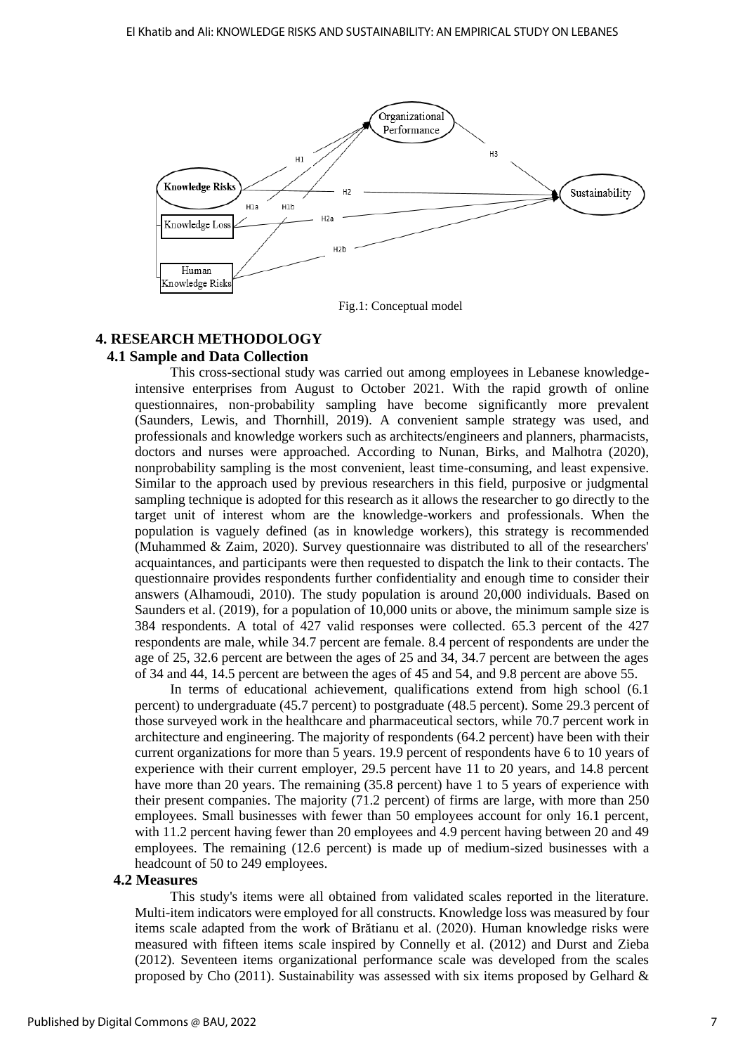Fig.1: Conceptual model

## 4. RESEARCH METHODOLOGY

### 4.1 Sample and Data Collection

This cross-sectional study was carried out among employees in Lebanese knowledge-intensive enterprises from August to October 2021. With the rapid growth of online questionnaires, non-probability sampling have become significantly more prevalent (Saunders, Lewis, and Thornhill, 2019). A convenient sample strategy was used, and professionals and knowledge workers such as architects/engineers and planners, pharmacists, doctors and nurses were approached. According to Nunan, Birks, and Malhotra (2020), nonprobability sampling is the most convenient, least time-consuming, and least expensive. Similar to the approach used by previous researchers in this field, purposive or judgmental sampling technique is adopted for this research as it allows the researcher to go directly to the target unit of interest whom are the knowledge-workers and professionals. When the population is vaguely defined (as in knowledge workers), this strategy is recommended (Muhammed & Zaim, 2020). Survey questionnaire was distributed to all of the researchers' acquaintances, and participants were then requested to dispatch the link to their contacts. The questionnaire provides respondents further confidentiality and enough time to consider their answers (Alhamoudi, 2010). The study population is around 20,000 individuals. Based on Saunders et al. (2019), for a population of 10,000 units or above, the minimum sample size is 384 respondents. A total of 427 valid responses were collected. 65.3 percent of the 427 respondents are male, while 34.7 percent are female. 8.4 percent of respondents are under the age of 25, 32.6 percent are between the ages of 25 and 34, 34.7 percent are between the ages of 34 and 44, 14.5 percent are between the ages of 45 and 54, and 9.8 percent are above 55.

In terms of educational achievement, qualifications extend from high school (6.1 percent) to undergraduate (45.7 percent) to postgraduate (48.5 percent). Some 29.3 percent of those surveyed work in the healthcare and pharmaceutical sectors, while 70.7 percent work in architecture and engineering. The majority of respondents (64.2 percent) have been with their current organizations for more than 5 years. 19.9 percent of respondents have 6 to 10 years of experience with their current employer, 29.5 percent have 11 to 20 years, and 14.8 percent have more than 20 years. The remaining (35.8 percent) have 1 to 5 years of experience with their present companies. The majority (71.2 percent) of firms are large, with more than 250 employees. Small businesses with fewer than 50 employees account for only 16.1 percent, with 11.2 percent having fewer than 20 employees and 4.9 percent having between 20 and 49 employees. The remaining (12.6 percent) is made up of medium-sized businesses with a headcount of 50 to 249 employees.

### 4.2 Measures

This study's items were all obtained from validated scales reported in the literature. Multi-item indicators were employed for all constructs. Knowledge loss was measured by four items scale adapted from the work of Brătianu et al. (2020). Human knowledge risks were measured with fifteen items scale inspired by Connelly et al. (2012) and Durst and Zieba (2012). Seventeen items organizational performance scale was developed from the scales proposed by Cho (2011). Sustainability was assessed with six items proposed by Gelhard &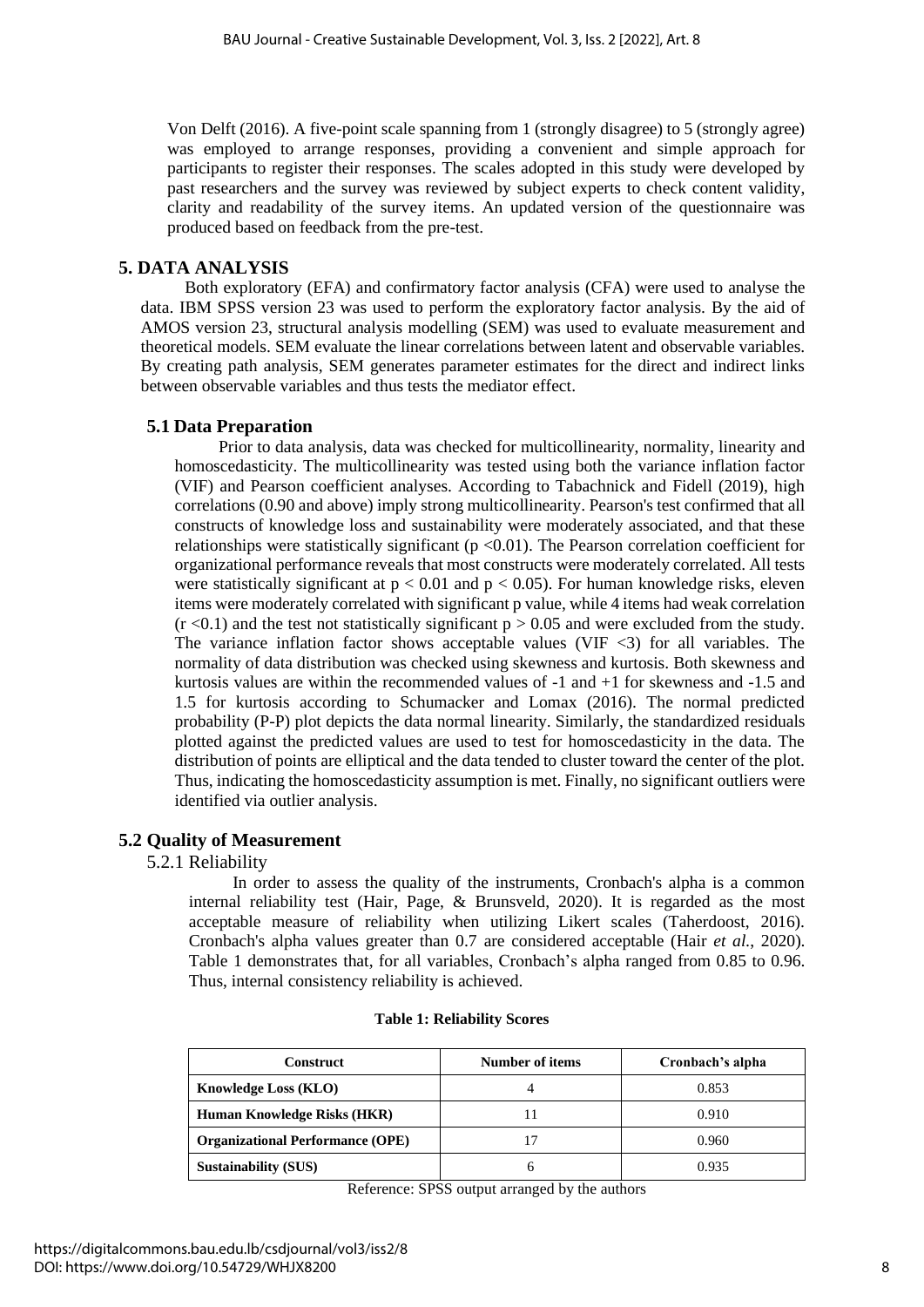Von Delft (2016). A five-point scale spanning from 1 (strongly disagree) to 5 (strongly agree) was employed to arrange responses, providing a convenient and simple approach for participants to register their responses. The scales adopted in this study were developed by past researchers and the survey was reviewed by subject experts to check content validity, clarity and readability of the survey items. An updated version of the questionnaire was produced based on feedback from the pre-test.

## 5. DATA ANALYSIS

Both exploratory (EFA) and confirmatory factor analysis (CFA) were used to analyse the data. IBM SPSS version 23 was used to perform the exploratory factor analysis. By the aid of AMOS version 23, structural analysis modelling (SEM) was used to evaluate measurement and theoretical models. SEM evaluate the linear correlations between latent and observable variables. By creating path analysis, SEM generates parameter estimates for the direct and indirect links between observable variables and thus tests the mediator effect.

### 5.1 Data Preparation

Prior to data analysis, data was checked for multicollinearity, normality, linearity and homoscedasticity. The multicollinearity was tested using both the variance inflation factor (VIF) and Pearson coefficient analyses. According to Tabachnick and Fidell (2019), high correlations (0.90 and above) imply strong multicollinearity. Pearson's test confirmed that all constructs of knowledge loss and sustainability were moderately associated, and that these relationships were statistically significant ($p < 0.01$). The Pearson correlation coefficient for organizational performance reveals that most constructs were moderately correlated. All tests were statistically significant at $p < 0.01$ and $p < 0.05$). For human knowledge risks, eleven items were moderately correlated with significant p value, while 4 items had weak correlation ($r < 0.1$) and the test not statistically significant $p > 0.05$ and were excluded from the study. The variance inflation factor shows acceptable values (VIF <3) for all variables. The normality of data distribution was checked using skewness and kurtosis. Both skewness and kurtosis values are within the recommended values of -1 and +1 for skewness and -1.5 and 1.5 for kurtosis according to Schumacker and Lomax (2016). The normal predicted probability (P-P) plot depicts the data normal linearity. Similarly, the standardized residuals plotted against the predicted values are used to test for homoscedasticity in the data. The distribution of points are elliptical and the data tended to cluster toward the center of the plot. Thus, indicating the homoscedasticity assumption is met. Finally, no significant outliers were identified via outlier analysis.

### 5.2 Quality of Measurement

#### 5.2.1 Reliability

In order to assess the quality of the instruments, Cronbach's alpha is a common internal reliability test (Hair, Page, & Brunsveld, 2020). It is regarded as the most acceptable measure of reliability when utilizing Likert scales (Taherdoost, 2016). Cronbach's alpha values greater than 0.7 are considered acceptable (Hair *et al.*, 2020). Table 1 demonstrates that, for all variables, Cronbach's alpha ranged from 0.85 to 0.96. Thus, internal consistency reliability is achieved.

**Table 1: Reliability Scores**

| Construct | Number of items | Cronbach's alpha |
|---|---|---|
| **Knowledge Loss (KLO)** | 4 | 0.853 |
| **Human Knowledge Risks (HKR)** | 11 | 0.910 |
| **Organizational Performance (OPE)** | 17 | 0.960 |
| **Sustainability (SUS)** | 6 | 0.935 |

Reference: SPSS output arranged by the authors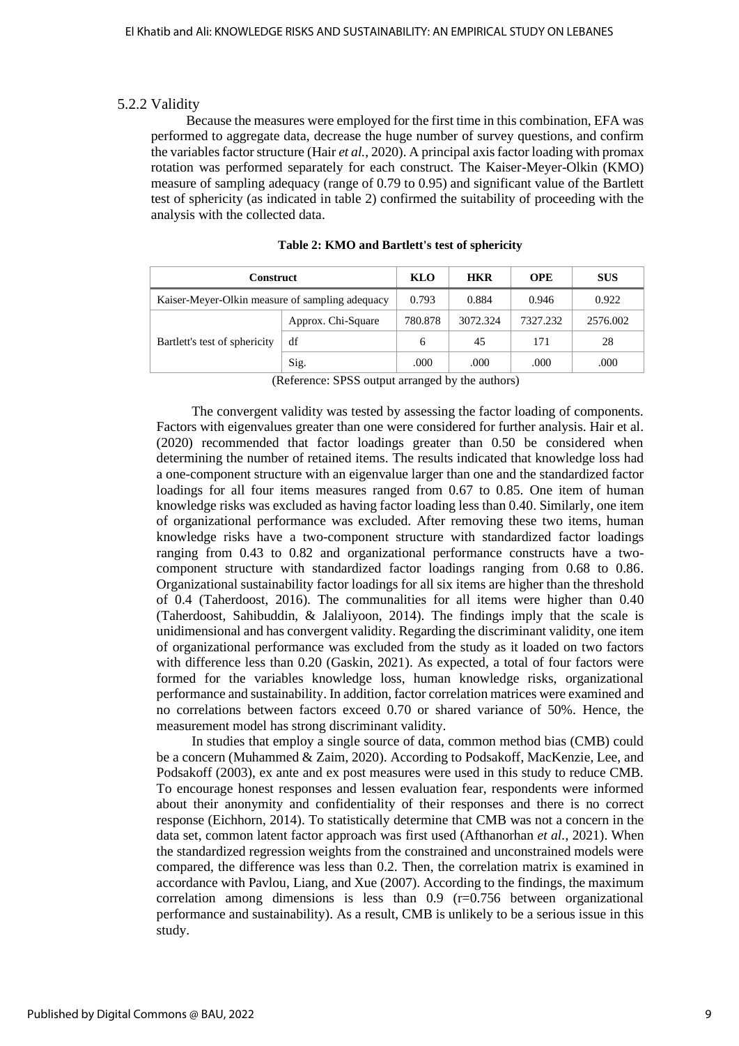### 5.2.2 Validity

Because the measures were employed for the first time in this combination, EFA was performed to aggregate data, decrease the huge number of survey questions, and confirm the variables factor structure (Hair *et al.*, 2020). A principal axis factor loading with promax rotation was performed separately for each construct. The Kaiser-Meyer-Olkin (KMO) measure of sampling adequacy (range of 0.79 to 0.95) and significant value of the Bartlett test of sphericity (as indicated in table 2) confirmed the suitability of proceeding with the analysis with the collected data.

**Table 2: KMO and Bartlett's test of sphericity**

| Construct | | KLO | HKR | OPE | SUS |
|---|---|---|---|---|---|
| Kaiser-Meyer-Olkin measure of sampling adequacy | | 0.793 | 0.884 | 0.946 | 0.922 |
| Bartlett's test of sphericity | Approx. Chi-Square | 780.878 | 3072.324 | 7327.232 | 2576.002 |
| | df | 6 | 45 | 171 | 28 |
| | Sig. | .000 | .000 | .000 | .000 |

(Reference: SPSS output arranged by the authors)

The convergent validity was tested by assessing the factor loading of components. Factors with eigenvalues greater than one were considered for further analysis. Hair et al. (2020) recommended that factor loadings greater than 0.50 be considered when determining the number of retained items. The results indicated that knowledge loss had a one-component structure with an eigenvalue larger than one and the standardized factor loadings for all four items measures ranged from 0.67 to 0.85. One item of human knowledge risks was excluded as having factor loading less than 0.40. Similarly, one item of organizational performance was excluded. After removing these two items, human knowledge risks have a two-component structure with standardized factor loadings ranging from 0.43 to 0.82 and organizational performance constructs have a two-component structure with standardized factor loadings ranging from 0.68 to 0.86. Organizational sustainability factor loadings for all six items are higher than the threshold of 0.4 (Taherdoost, 2016). The communalities for all items were higher than 0.40 (Taherdoost, Sahibuddin, & Jalaliyoon, 2014). The findings imply that the scale is unidimensional and has convergent validity. Regarding the discriminant validity, one item of organizational performance was excluded from the study as it loaded on two factors with difference less than 0.20 (Gaskin, 2021). As expected, a total of four factors were formed for the variables knowledge loss, human knowledge risks, organizational performance and sustainability. In addition, factor correlation matrices were examined and no correlations between factors exceed 0.70 or shared variance of 50%. Hence, the measurement model has strong discriminant validity.

In studies that employ a single source of data, common method bias (CMB) could be a concern (Muhammed & Zaim, 2020). According to Podsakoff, MacKenzie, Lee, and Podsakoff (2003), ex ante and ex post measures were used in this study to reduce CMB. To encourage honest responses and lessen evaluation fear, respondents were informed about their anonymity and confidentiality of their responses and there is no correct response (Eichhorn, 2014). To statistically determine that CMB was not a concern in the data set, common latent factor approach was first used (Afthanorhan *et al.*, 2021). When the standardized regression weights from the constrained and unconstrained models were compared, the difference was less than 0.2. Then, the correlation matrix is examined in accordance with Pavlou, Liang, and Xue (2007). According to the findings, the maximum correlation among dimensions is less than 0.9 ($r$=0.756 between organizational performance and sustainability). As a result, CMB is unlikely to be a serious issue in this study.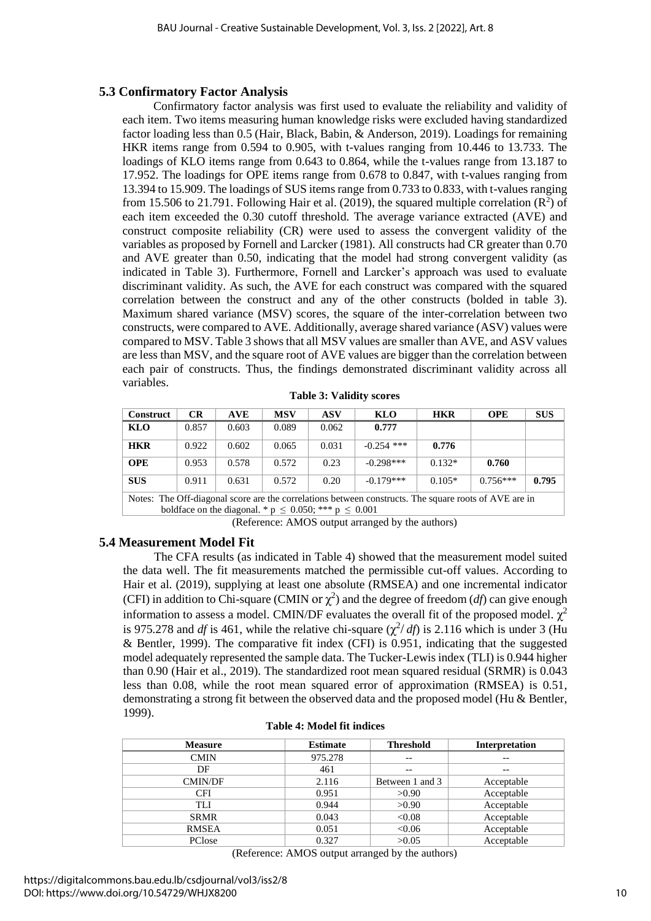### 5.3 Confirmatory Factor Analysis

Confirmatory factor analysis was first used to evaluate the reliability and validity of each item. Two items measuring human knowledge risks were excluded having standardized factor loading less than 0.5 (Hair, Black, Babin, & Anderson, 2019). Loadings for remaining HKR items range from 0.594 to 0.905, with t-values ranging from 10.446 to 13.733. The loadings of KLO items range from 0.643 to 0.864, while the t-values range from 13.187 to 17.952. The loadings for OPE items range from 0.678 to 0.847, with t-values ranging from 13.394 to 15.909. The loadings of SUS items range from 0.733 to 0.833, with t-values ranging from 15.506 to 21.791. Following Hair et al. (2019), the squared multiple correlation ($R^2$) of each item exceeded the 0.30 cutoff threshold. The average variance extracted (AVE) and construct composite reliability (CR) were used to assess the convergent validity of the variables as proposed by Fornell and Larcker (1981). All constructs had CR greater than 0.70 and AVE greater than 0.50, indicating that the model had strong convergent validity (as indicated in Table 3). Furthermore, Fornell and Larcker's approach was used to evaluate discriminant validity. As such, the AVE for each construct was compared with the squared correlation between the construct and any of the other constructs (bolded in table 3). Maximum shared variance (MSV) scores, the square of the inter-correlation between two constructs, were compared to AVE. Additionally, average shared variance (ASV) values were compared to MSV. Table 3 shows that all MSV values are smaller than AVE, and ASV values are less than MSV, and the square root of AVE values are bigger than the correlation between each pair of constructs. Thus, the findings demonstrated discriminant validity across all variables.

**Table 3: Validity scores**

| Construct | CR | AVE | MSV | ASV | KLO | HKR | OPE | SUS |
|---|---|---|---|---|---|---|---|---|
| **KLO** | 0.857 | 0.603 | 0.089 | 0.062 | **0.777** | | | |
| **HKR** | 0.922 | 0.602 | 0.065 | 0.031 | -0.254 *** | **0.776** | | |
| **OPE** | 0.953 | 0.578 | 0.572 | 0.23 | -0.298*** | 0.132* | **0.760** | |
| **SUS** | 0.911 | 0.631 | 0.572 | 0.20 | -0.179*** | 0.105* | 0.756*** | **0.795** |

Notes: The Off-diagonal score are the correlations between constructs. The square roots of AVE are in boldface on the diagonal. * $p \leq 0.050$; *** $p \leq 0.001$

(Reference: AMOS output arranged by the authors)

### 5.4 Measurement Model Fit

The CFA results (as indicated in Table 4) showed that the measurement model suited the data well. The fit measurements matched the permissible cut-off values. According to Hair et al. (2019), supplying at least one absolute (RMSEA) and one incremental indicator (CFI) in addition to Chi-square (CMIN or $\chi^2$) and the degree of freedom (*df*) can give enough information to assess a model. CMIN/DF evaluates the overall fit of the proposed model. $\chi^2$ is 975.278 and *df* is 461, while the relative chi-square ($\chi^2/df$) is 2.116 which is under 3 (Hu & Bentler, 1999). The comparative fit index (CFI) is 0.951, indicating that the suggested model adequately represented the sample data. The Tucker-Lewis index (TLI) is 0.944 higher than 0.90 (Hair et al., 2019). The standardized root mean squared residual (SRMR) is 0.043 less than 0.08, while the root mean squared error of approximation (RMSEA) is 0.51, demonstrating a strong fit between the observed data and the proposed model (Hu & Bentler, 1999).

**Table 4: Model fit indices**

| Measure | Estimate | Threshold | Interpretation |
|---|---|---|---|
| CMIN | 975.278 | -- | -- |
| DF | 461 | -- | -- |
| CMIN/DF | 2.116 | Between 1 and 3 | Acceptable |
| CFI | 0.951 | >0.90 | Acceptable |
| TLI | 0.944 | >0.90 | Acceptable |
| SRMR | 0.043 | <0.08 | Acceptable |
| RMSEA | 0.051 | <0.06 | Acceptable |
| PClose | 0.327 | >0.05 | Acceptable |

(Reference: AMOS output arranged by the authors)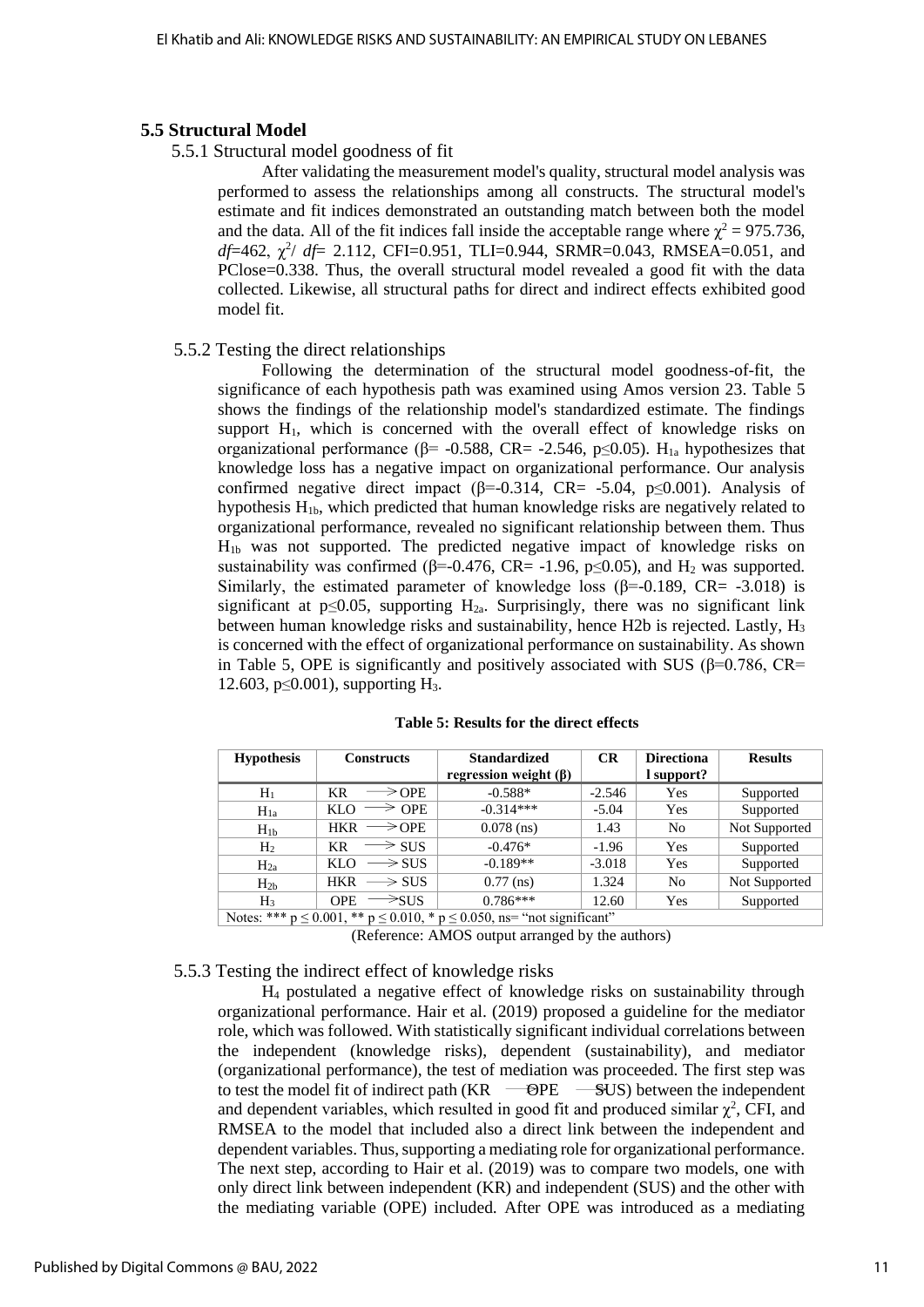## 5.5 Structural Model

### 5.5.1 Structural model goodness of fit

After validating the measurement model's quality, structural model analysis was performed to assess the relationships among all constructs. The structural model's estimate and fit indices demonstrated an outstanding match between both the model and the data. All of the fit indices fall inside the acceptable range where $\chi^2 = 975.736$, *df*=462, $\chi^2/df$= 2.112, CFI=0.951, TLI=0.944, SRMR=0.043, RMSEA=0.051, and PClose=0.338. Thus, the overall structural model revealed a good fit with the data collected. Likewise, all structural paths for direct and indirect effects exhibited good model fit.

### 5.5.2 Testing the direct relationships

Following the determination of the structural model goodness-of-fit, the significance of each hypothesis path was examined using Amos version 23. Table 5 shows the findings of the relationship model's standardized estimate. The findings support $H_1$, which is concerned with the overall effect of knowledge risks on organizational performance (β= -0.588, CR= -2.546, $p \leq 0.05$). $H_{1a}$ hypothesizes that knowledge loss has a negative impact on organizational performance. Our analysis confirmed negative direct impact (β=-0.314, CR= -5.04, $p \leq 0.001$). Analysis of hypothesis $H_{1b}$, which predicted that human knowledge risks are negatively related to organizational performance, revealed no significant relationship between them. Thus $H_{1b}$ was not supported. The predicted negative impact of knowledge risks on sustainability was confirmed (β=-0.476, CR= -1.96, $p \leq 0.05$), and $H_2$ was supported. Similarly, the estimated parameter of knowledge loss (β=-0.189, CR= -3.018) is significant at $p \leq 0.05$, supporting $H_{2a}$. Surprisingly, there was no significant link between human knowledge risks and sustainability, hence H2b is rejected. Lastly, $H_3$ is concerned with the effect of organizational performance on sustainability. As shown in Table 5, OPE is significantly and positively associated with SUS (β=0.786, CR= 12.603, $p \leq 0.001$), supporting $H_3$.

**Table 5: Results for the direct effects**

| Hypothesis | Constructs | Standardized regression weight (β) | CR | Directional support? | Results |
|---|---|---|---|---|---|
| $H_1$ | KR → OPE | -0.588* | -2.546 | Yes | Supported |
| $H_{1a}$ | KLO → OPE | -0.314*** | -5.04 | Yes | Supported |
| $H_{1b}$ | HKR → OPE | 0.078 (ns) | 1.43 | No | Not Supported |
| $H_2$ | KR → SUS | -0.476* | -1.96 | Yes | Supported |
| $H_{2a}$ | KLO → SUS | -0.189** | -3.018 | Yes | Supported |
| $H_{2b}$ | HKR → SUS | 0.77 (ns) | 1.324 | No | Not Supported |
| $H_3$ | OPE → SUS | 0.786*** | 12.60 | Yes | Supported |

Notes: *** $p \leq 0.001$, ** $p \leq 0.010$, * $p \leq 0.050$, ns= "not significant"

(Reference: AMOS output arranged by the authors)

### 5.5.3 Testing the indirect effect of knowledge risks

$H_4$ postulated a negative effect of knowledge risks on sustainability through organizational performance. Hair et al. (2019) proposed a guideline for the mediator role, which was followed. With statistically significant individual correlations between the independent (knowledge risks), dependent (sustainability), and mediator (organizational performance), the test of mediation was proceeded. The first step was to test the model fit of indirect path (KR → OPE → SUS) between the independent and dependent variables, which resulted in good fit and produced similar $\chi^2$, CFI, and RMSEA to the model that included also a direct link between the independent and dependent variables. Thus, supporting a mediating role for organizational performance. The next step, according to Hair et al. (2019) was to compare two models, one with only direct link between independent (KR) and independent (SUS) and the other with the mediating variable (OPE) included. After OPE was introduced as a mediating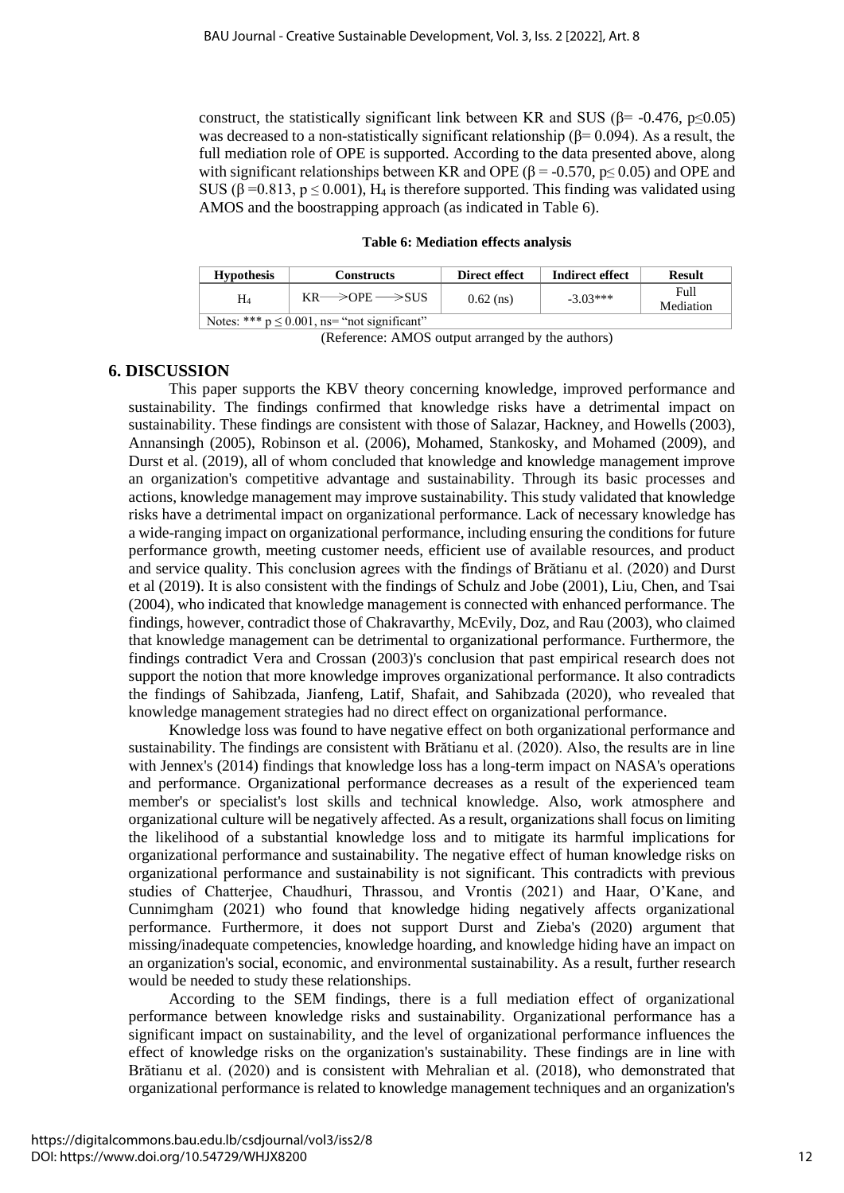construct, the statistically significant link between KR and SUS ($\beta = -0.476$, $p \leq 0.05$) was decreased to a non-statistically significant relationship ($\beta = 0.094$). As a result, the full mediation role of OPE is supported. According to the data presented above, along with significant relationships between KR and OPE ($\beta = -0.570$, $p \leq 0.05$) and OPE and SUS ($\beta = 0.813$, $p \leq 0.001$), $H_4$ is therefore supported. This finding was validated using AMOS and the boostrapping approach (as indicated in Table 6).

**Table 6: Mediation effects analysis**

| Hypothesis | Constructs | Direct effect | Indirect effect | Result |
|---|---|---|---|---|
| $H_4$ | KR ⟶ OPE ⟶ SUS | 0.62 (ns) | -3.03*** | Full Mediation |
| Notes: *** $p \leq 0.001$, ns= "not significant" | | | | |

(Reference: AMOS output arranged by the authors)

## 6. DISCUSSION

This paper supports the KBV theory concerning knowledge, improved performance and sustainability. The findings confirmed that knowledge risks have a detrimental impact on sustainability. These findings are consistent with those of Salazar, Hackney, and Howells (2003), Annansingh (2005), Robinson et al. (2006), Mohamed, Stankosky, and Mohamed (2009), and Durst et al. (2019), all of whom concluded that knowledge and knowledge management improve an organization's competitive advantage and sustainability. Through its basic processes and actions, knowledge management may improve sustainability. This study validated that knowledge risks have a detrimental impact on organizational performance. Lack of necessary knowledge has a wide-ranging impact on organizational performance, including ensuring the conditions for future performance growth, meeting customer needs, efficient use of available resources, and product and service quality. This conclusion agrees with the findings of Brătianu et al. (2020) and Durst et al (2019). It is also consistent with the findings of Schulz and Jobe (2001), Liu, Chen, and Tsai (2004), who indicated that knowledge management is connected with enhanced performance. The findings, however, contradict those of Chakravarthy, McEvily, Doz, and Rau (2003), who claimed that knowledge management can be detrimental to organizational performance. Furthermore, the findings contradict Vera and Crossan (2003)'s conclusion that past empirical research does not support the notion that more knowledge improves organizational performance. It also contradicts the findings of Sahibzada, Jianfeng, Latif, Shafait, and Sahibzada (2020), who revealed that knowledge management strategies had no direct effect on organizational performance.

Knowledge loss was found to have negative effect on both organizational performance and sustainability. The findings are consistent with Brătianu et al. (2020). Also, the results are in line with Jennex's (2014) findings that knowledge loss has a long-term impact on NASA's operations and performance. Organizational performance decreases as a result of the experienced team member's or specialist's lost skills and technical knowledge. Also, work atmosphere and organizational culture will be negatively affected. As a result, organizations shall focus on limiting the likelihood of a substantial knowledge loss and to mitigate its harmful implications for organizational performance and sustainability. The negative effect of human knowledge risks on organizational performance and sustainability is not significant. This contradicts with previous studies of Chatterjee, Chaudhuri, Thrassou, and Vrontis (2021) and Haar, O'Kane, and Cunnimgham (2021) who found that knowledge hiding negatively affects organizational performance. Furthermore, it does not support Durst and Zieba's (2020) argument that missing/inadequate competencies, knowledge hoarding, and knowledge hiding have an impact on an organization's social, economic, and environmental sustainability. As a result, further research would be needed to study these relationships.

According to the SEM findings, there is a full mediation effect of organizational performance between knowledge risks and sustainability. Organizational performance has a significant impact on sustainability, and the level of organizational performance influences the effect of knowledge risks on the organization's sustainability. These findings are in line with Brătianu et al. (2020) and is consistent with Mehralian et al. (2018), who demonstrated that organizational performance is related to knowledge management techniques and an organization's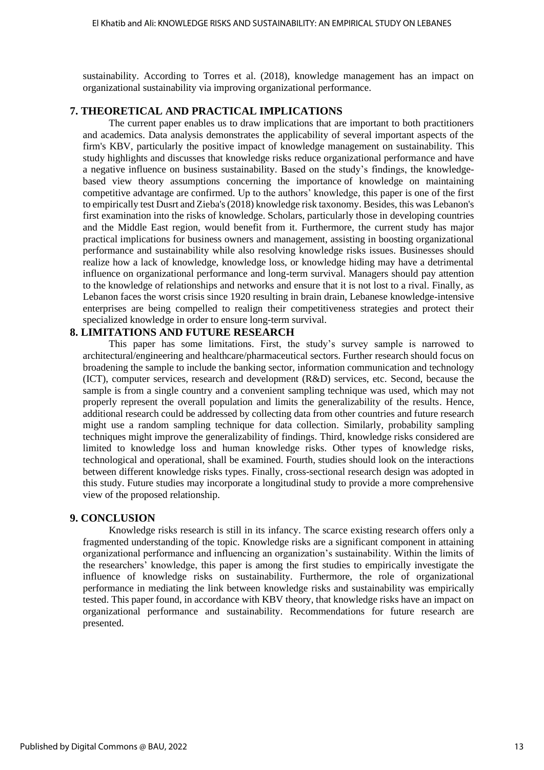sustainability. According to Torres et al. (2018), knowledge management has an impact on organizational sustainability via improving organizational performance.

## 7. THEORETICAL AND PRACTICAL IMPLICATIONS

The current paper enables us to draw implications that are important to both practitioners and academics. Data analysis demonstrates the applicability of several important aspects of the firm's KBV, particularly the positive impact of knowledge management on sustainability. This study highlights and discusses that knowledge risks reduce organizational performance and have a negative influence on business sustainability. Based on the study's findings, the knowledge-based view theory assumptions concerning the importance of knowledge on maintaining competitive advantage are confirmed. Up to the authors' knowledge, this paper is one of the first to empirically test Dusrt and Zieba's (2018) knowledge risk taxonomy. Besides, this was Lebanon's first examination into the risks of knowledge. Scholars, particularly those in developing countries and the Middle East region, would benefit from it. Furthermore, the current study has major practical implications for business owners and management, assisting in boosting organizational performance and sustainability while also resolving knowledge risks issues. Businesses should realize how a lack of knowledge, knowledge loss, or knowledge hiding may have a detrimental influence on organizational performance and long-term survival. Managers should pay attention to the knowledge of relationships and networks and ensure that it is not lost to a rival. Finally, as Lebanon faces the worst crisis since 1920 resulting in brain drain, Lebanese knowledge-intensive enterprises are being compelled to realign their competitiveness strategies and protect their specialized knowledge in order to ensure long-term survival.

## 8. LIMITATIONS AND FUTURE RESEARCH

This paper has some limitations. First, the study's survey sample is narrowed to architectural/engineering and healthcare/pharmaceutical sectors. Further research should focus on broadening the sample to include the banking sector, information communication and technology (ICT), computer services, research and development (R&D) services, etc. Second, because the sample is from a single country and a convenient sampling technique was used, which may not properly represent the overall population and limits the generalizability of the results. Hence, additional research could be addressed by collecting data from other countries and future research might use a random sampling technique for data collection. Similarly, probability sampling techniques might improve the generalizability of findings. Third, knowledge risks considered are limited to knowledge loss and human knowledge risks. Other types of knowledge risks, technological and operational, shall be examined. Fourth, studies should look on the interactions between different knowledge risks types. Finally, cross-sectional research design was adopted in this study. Future studies may incorporate a longitudinal study to provide a more comprehensive view of the proposed relationship.

## 9. CONCLUSION

Knowledge risks research is still in its infancy. The scarce existing research offers only a fragmented understanding of the topic. Knowledge risks are a significant component in attaining organizational performance and influencing an organization's sustainability. Within the limits of the researchers' knowledge, this paper is among the first studies to empirically investigate the influence of knowledge risks on sustainability. Furthermore, the role of organizational performance in mediating the link between knowledge risks and sustainability was empirically tested. This paper found, in accordance with KBV theory, that knowledge risks have an impact on organizational performance and sustainability. Recommendations for future research are presented.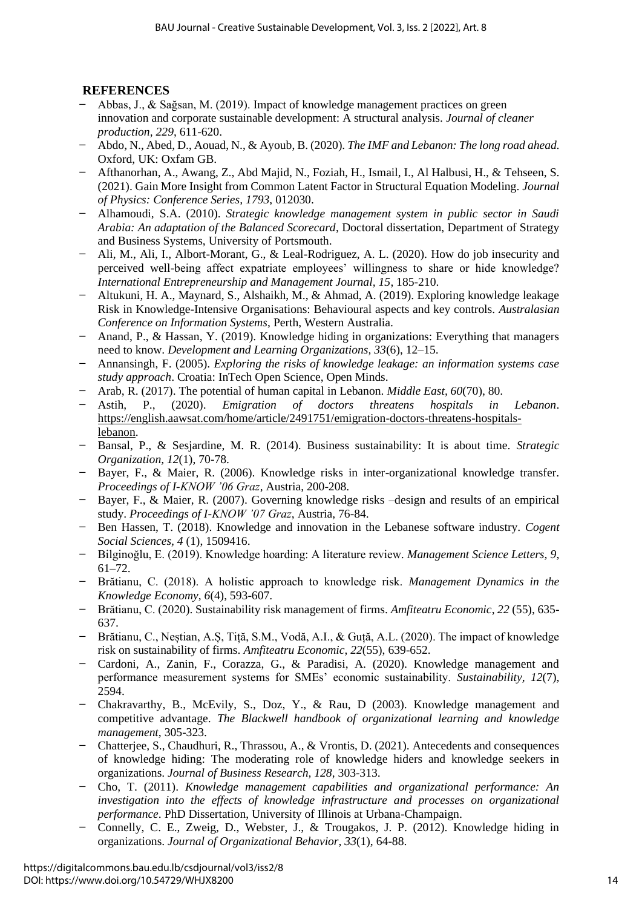## REFERENCES

- Abbas, J., & Sağsan, M. (2019). Impact of knowledge management practices on green innovation and corporate sustainable development: A structural analysis. *Journal of cleaner production, 229*, 611-620.
- Abdo, N., Abed, D., Aouad, N., & Ayoub, B. (2020). *The IMF and Lebanon: The long road ahead.* Oxford, UK: Oxfam GB.
- Afthanorhan, A., Awang, Z., Abd Majid, N., Foziah, H., Ismail, I., Al Halbusi, H., & Tehseen, S. (2021). Gain More Insight from Common Latent Factor in Structural Equation Modeling. *Journal of Physics: Conference Series, 1793,* 012030.
- Alhamoudi, S.A. (2010). *Strategic knowledge management system in public sector in Saudi Arabia: An adaptation of the Balanced Scorecard*, Doctoral dissertation, Department of Strategy and Business Systems, University of Portsmouth.
- Ali, M., Ali, I., Albort-Morant, G., & Leal-Rodriguez, A. L. (2020). How do job insecurity and perceived well-being affect expatriate employees' willingness to share or hide knowledge? *International Entrepreneurship and Management Journal*, *15*, 185-210.
- Altukuni, H. A., Maynard, S., Alshaikh, M., & Ahmad, A. (2019). Exploring knowledge leakage Risk in Knowledge-Intensive Organisations: Behavioural aspects and key controls. *Australasian Conference on Information Systems*, Perth, Western Australia.
- Anand, P., & Hassan, Y. (2019). Knowledge hiding in organizations: Everything that managers need to know. *Development and Learning Organizations, 33*(6), 12–15.
- Annansingh, F. (2005). *Exploring the risks of knowledge leakage: an information systems case study approach*. Croatia: InTech Open Science, Open Minds.
- Arab, R. (2017). The potential of human capital in Lebanon. *Middle East, 60*(70), 80.
- Astih, P., (2020). *Emigration of doctors threatens hospitals in Lebanon*. https://english.aawsat.com/home/article/2491751/emigration-doctors-threatens-hospitals-lebanon.
- Bansal, P., & Sesjardine, M. R. (2014). Business sustainability: It is about time. *Strategic Organization, 12*(1), 70-78.
- Bayer, F., & Maier, R. (2006). Knowledge risks in inter-organizational knowledge transfer. *Proceedings of I-KNOW '06 Graz*, Austria, 200-208.
- Bayer, F., & Maier, R. (2007). Governing knowledge risks –design and results of an empirical study. *Proceedings of I-KNOW '07 Graz*, Austria, 76-84.
- Ben Hassen, T. (2018). Knowledge and innovation in the Lebanese software industry. *Cogent Social Sciences, 4* (1), 1509416.
- Bilginoğlu, E. (2019). Knowledge hoarding: A literature review. *Management Science Letters, 9*, 61–72.
- Brătianu, C. (2018). A holistic approach to knowledge risk. *Management Dynamics in the Knowledge Economy*, *6*(4), 593-607.
- Brătianu, C. (2020). Sustainability risk management of firms. *Amfiteatru Economic*, *22* (55), 635-637.
- Brătianu, C., Neștian, A.Ș, Tiță, S.M., Vodă, A.I., & Guță, A.L. (2020). The impact of knowledge risk on sustainability of firms. *Amfiteatru Economic*, *22*(55), 639-652.
- Cardoni, A., Zanin, F., Corazza, G., & Paradisi, A. (2020). Knowledge management and performance measurement systems for SMEs' economic sustainability. *Sustainability, 12*(7), 2594.
- Chakravarthy, B., McEvily, S., Doz, Y., & Rau, D (2003). Knowledge management and competitive advantage. *The Blackwell handbook of organizational learning and knowledge management*, 305-323.
- Chatterjee, S., Chaudhuri, R., Thrassou, A., & Vrontis, D. (2021). Antecedents and consequences of knowledge hiding: The moderating role of knowledge hiders and knowledge seekers in organizations. *Journal of Business Research, 128*, 303-313.
- Cho, T. (2011). *Knowledge management capabilities and organizational performance: An investigation into the effects of knowledge infrastructure and processes on organizational performance*. PhD Dissertation, University of Illinois at Urbana-Champaign.
- Connelly, C. E., Zweig, D., Webster, J., & Trougakos, J. P. (2012). Knowledge hiding in organizations. *Journal of Organizational Behavior, 33*(1), 64-88.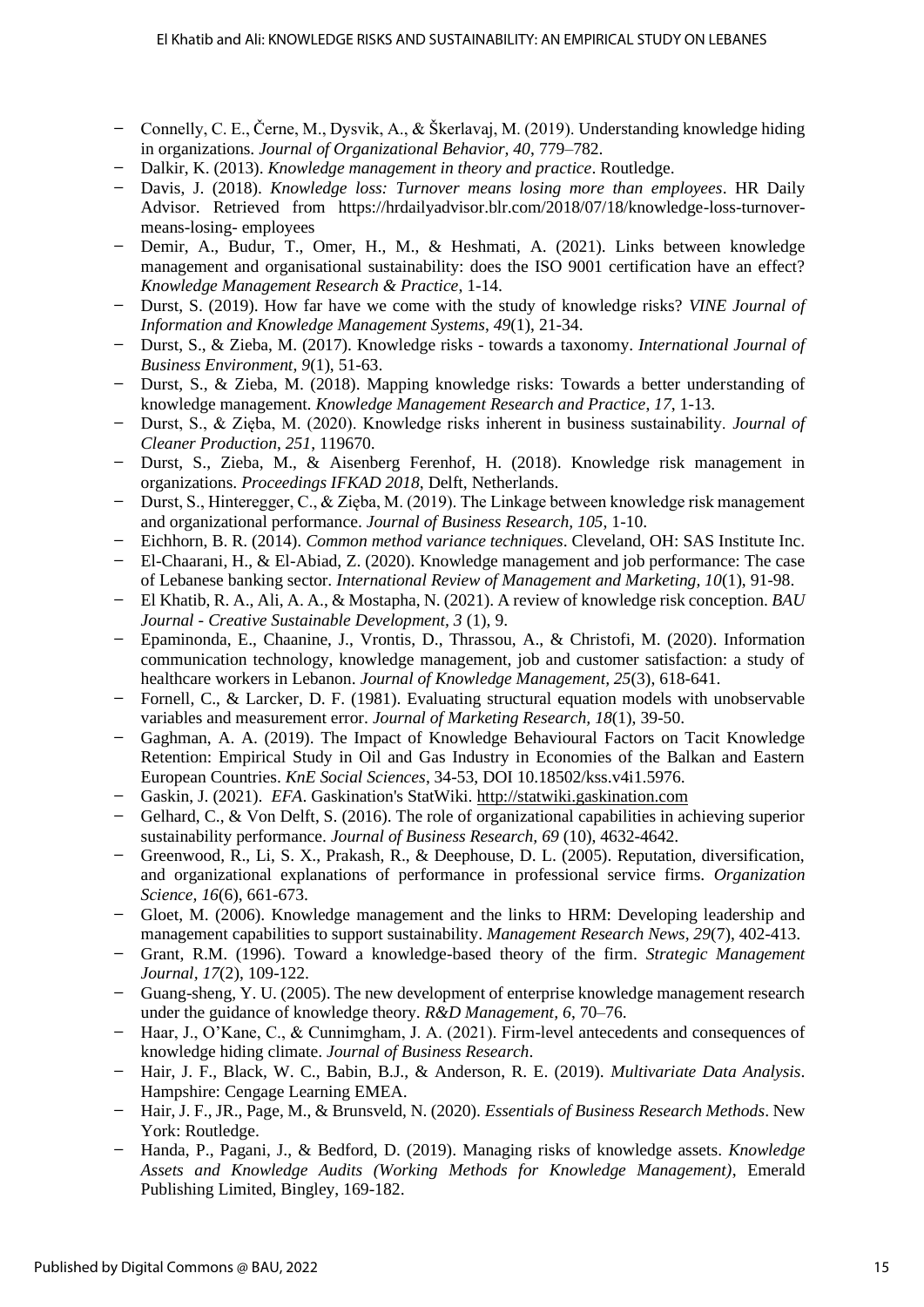- Connelly, C. E., Černe, M., Dysvik, A., & Škerlavaj, M. (2019). Understanding knowledge hiding in organizations. *Journal of Organizational Behavior, 40*, 779–782.
- Dalkir, K. (2013). *Knowledge management in theory and practice*. Routledge.
- Davis, J. (2018). *Knowledge loss: Turnover means losing more than employees*. HR Daily Advisor. Retrieved from https://hrdailyadvisor.blr.com/2018/07/18/knowledge-loss-turnover-means-losing- employees
- Demir, A., Budur, T., Omer, H., M., & Heshmati, A. (2021). Links between knowledge management and organisational sustainability: does the ISO 9001 certification have an effect? *Knowledge Management Research & Practice*, 1-14.
- Durst, S. (2019). How far have we come with the study of knowledge risks? *VINE Journal of Information and Knowledge Management Systems, 49*(1), 21-34.
- Durst, S., & Zieba, M. (2017). Knowledge risks - towards a taxonomy. *International Journal of Business Environment, 9*(1), 51-63.
- Durst, S., & Zieba, M. (2018). Mapping knowledge risks: Towards a better understanding of knowledge management. *Knowledge Management Research and Practice, 17*, 1-13.
- Durst, S., & Zięba, M. (2020). Knowledge risks inherent in business sustainability. *Journal of Cleaner Production, 251*, 119670.
- Durst, S., Zieba, M., & Aisenberg Ferenhof, H. (2018). Knowledge risk management in organizations. *Proceedings IFKAD 2018*, Delft, Netherlands.
- Durst, S., Hinteregger, C., & Zięba, M. (2019). The Linkage between knowledge risk management and organizational performance. *Journal of Business Research, 105*, 1-10.
- Eichhorn, B. R. (2014). *Common method variance techniques*. Cleveland, OH: SAS Institute Inc.
- El-Chaarani, H., & El-Abiad, Z. (2020). Knowledge management and job performance: The case of Lebanese banking sector. *International Review of Management and Marketing, 10*(1), 91-98.
- El Khatib, R. A., Ali, A. A., & Mostapha, N. (2021). A review of knowledge risk conception. *BAU Journal - Creative Sustainable Development, 3* (1), 9.
- Epaminonda, E., Chaanine, J., Vrontis, D., Thrassou, A., & Christofi, M. (2020). Information communication technology, knowledge management, job and customer satisfaction: a study of healthcare workers in Lebanon. *Journal of Knowledge Management, 25*(3), 618-641.
- Fornell, C., & Larcker, D. F. (1981). Evaluating structural equation models with unobservable variables and measurement error. *Journal of Marketing Research, 18*(1), 39-50.
- Gaghman, A. A. (2019). The Impact of Knowledge Behavioural Factors on Tacit Knowledge Retention: Empirical Study in Oil and Gas Industry in Economies of the Balkan and Eastern European Countries. *KnE Social Sciences*, 34-53, DOI 10.18502/kss.v4i1.5976.
- Gaskin, J. (2021). *EFA*. Gaskination's StatWiki. http://statwiki.gaskination.com
- Gelhard, C., & Von Delft, S. (2016). The role of organizational capabilities in achieving superior sustainability performance. *Journal of Business Research, 69* (10), 4632-4642.
- Greenwood, R., Li, S. X., Prakash, R., & Deephouse, D. L. (2005). Reputation, diversification, and organizational explanations of performance in professional service firms. *Organization Science, 16*(6), 661-673.
- Gloet, M. (2006). Knowledge management and the links to HRM: Developing leadership and management capabilities to support sustainability. *Management Research News, 29*(7), 402-413.
- Grant, R.M. (1996). Toward a knowledge-based theory of the firm. *Strategic Management Journal, 17*(2), 109-122.
- Guang-sheng, Y. U. (2005). The new development of enterprise knowledge management research under the guidance of knowledge theory. *R&D Management, 6*, 70–76.
- Haar, J., O'Kane, C., & Cunnimgham, J. A. (2021). Firm-level antecedents and consequences of knowledge hiding climate. *Journal of Business Research*.
- Hair, J. F., Black, W. C., Babin, B.J., & Anderson, R. E. (2019). *Multivariate Data Analysis*. Hampshire: Cengage Learning EMEA.
- Hair, J. F., JR., Page, M., & Brunsveld, N. (2020). *Essentials of Business Research Methods*. New York: Routledge.
- Handa, P., Pagani, J., & Bedford, D. (2019). Managing risks of knowledge assets. *Knowledge Assets and Knowledge Audits (Working Methods for Knowledge Management)*, Emerald Publishing Limited, Bingley, 169-182.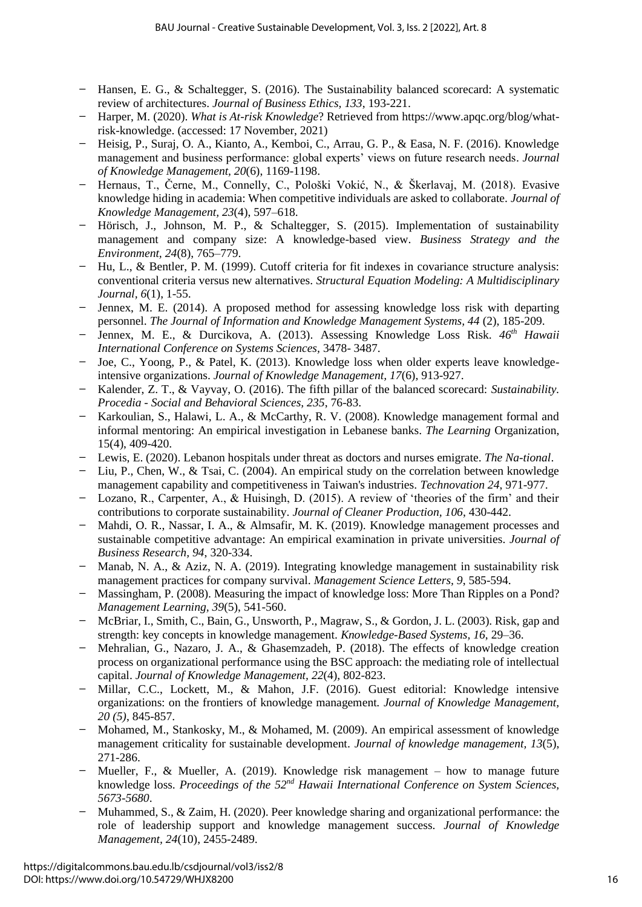- Hansen, E. G., & Schaltegger, S. (2016). The Sustainability balanced scorecard: A systematic review of architectures. *Journal of Business Ethics, 133*, 193-221.
- Harper, M. (2020). *What is At-risk Knowledge*? Retrieved from https://www.apqc.org/blog/what-risk-knowledge. (accessed: 17 November, 2021)
- Heisig, P., Suraj, O. A., Kianto, A., Kemboi, C., Arrau, G. P., & Easa, N. F. (2016). Knowledge management and business performance: global experts' views on future research needs. *Journal of Knowledge Management, 20*(6), 1169-1198.
- Hernaus, T., Černe, M., Connelly, C., Pološki Vokić, N., & Škerlavaj, M. (2018). Evasive knowledge hiding in academia: When competitive individuals are asked to collaborate. *Journal of Knowledge Management, 23*(4), 597–618.
- Hörisch, J., Johnson, M. P., & Schaltegger, S. (2015). Implementation of sustainability management and company size: A knowledge-based view. *Business Strategy and the Environment, 24*(8), 765–779.
- Hu, L., & Bentler, P. M. (1999). Cutoff criteria for fit indexes in covariance structure analysis: conventional criteria versus new alternatives. *Structural Equation Modeling: A Multidisciplinary Journal, 6*(1), 1-55.
- Jennex, M. E. (2014). A proposed method for assessing knowledge loss risk with departing personnel. *The Journal of Information and Knowledge Management Systems, 44* (2), 185-209.
- Jennex, M. E., & Durcikova, A. (2013). Assessing Knowledge Loss Risk. *46th Hawaii International Conference on Systems Sciences*, 3478- 3487.
- Joe, C., Yoong, P., & Patel, K. (2013). Knowledge loss when older experts leave knowledge-intensive organizations. *Journal of Knowledge Management, 17*(6), 913-927.
- Kalender, Z. T., & Vayvay, O. (2016). The fifth pillar of the balanced scorecard: *Sustainability. Procedia - Social and Behavioral Sciences, 235*, 76-83.
- Karkoulian, S., Halawi, L. A., & McCarthy, R. V. (2008). Knowledge management formal and informal mentoring: An empirical investigation in Lebanese banks. *The Learning* Organization, 15(4), 409-420.
- Lewis, E. (2020). Lebanon hospitals under threat as doctors and nurses emigrate. *The Na-tional*.
- Liu, P., Chen, W., & Tsai, C. (2004). An empirical study on the correlation between knowledge management capability and competitiveness in Taiwan's industries. *Technovation 24*, 971-977.
- Lozano, R., Carpenter, A., & Huisingh, D. (2015). A review of 'theories of the firm' and their contributions to corporate sustainability. *Journal of Cleaner Production, 106*, 430-442.
- Mahdi, O. R., Nassar, I. A., & Almsafir, M. K. (2019). Knowledge management processes and sustainable competitive advantage: An empirical examination in private universities. *Journal of Business Research, 94*, 320-334.
- Manab, N. A., & Aziz, N. A. (2019). Integrating knowledge management in sustainability risk management practices for company survival. *Management Science Letters, 9*, 585-594.
- Massingham, P. (2008). Measuring the impact of knowledge loss: More Than Ripples on a Pond? *Management Learning, 39*(5), 541-560.
- McBriar, I., Smith, C., Bain, G., Unsworth, P., Magraw, S., & Gordon, J. L. (2003). Risk, gap and strength: key concepts in knowledge management. *Knowledge-Based Systems, 16*, 29–36.
- Mehralian, G., Nazaro, J. A., & Ghasemzadeh, P. (2018). The effects of knowledge creation process on organizational performance using the BSC approach: the mediating role of intellectual capital. *Journal of Knowledge Management, 22*(4), 802-823.
- Millar, C.C., Lockett, M., & Mahon, J.F. (2016). Guest editorial: Knowledge intensive organizations: on the frontiers of knowledge management. *Journal of Knowledge Management, 20 (5)*, 845-857.
- Mohamed, M., Stankosky, M., & Mohamed, M. (2009). An empirical assessment of knowledge management criticality for sustainable development. *Journal of knowledge management, 13*(5), 271-286.
- Mueller, F., & Mueller, A. (2019). Knowledge risk management – how to manage future knowledge loss. *Proceedings of the 52nd Hawaii International Conference on System Sciences, 5673-5680*.
- Muhammed, S., & Zaim, H. (2020). Peer knowledge sharing and organizational performance: the role of leadership support and knowledge management success. *Journal of Knowledge Management, 24*(10), 2455-2489.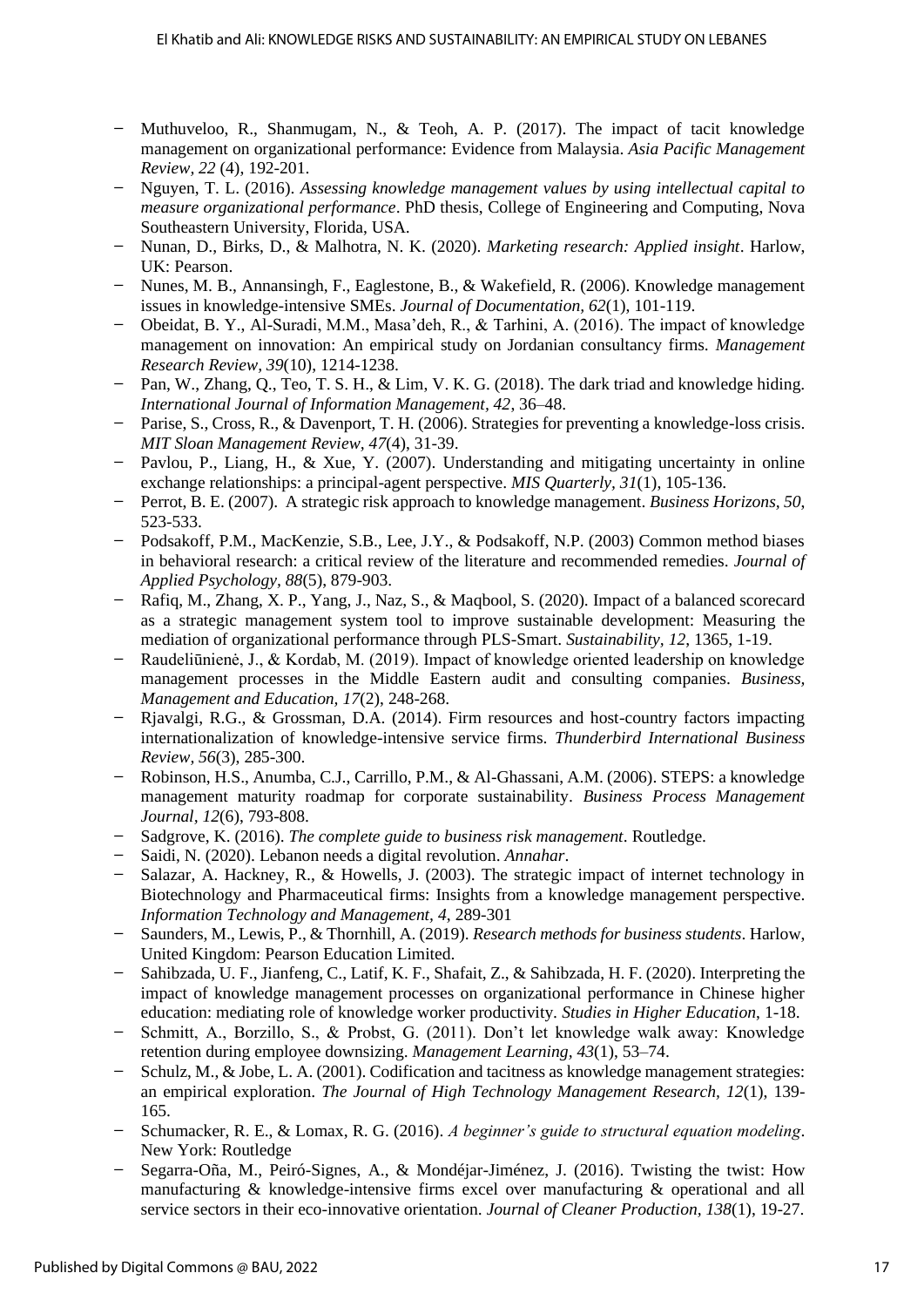- Muthuveloo, R., Shanmugam, N., & Teoh, A. P. (2017). The impact of tacit knowledge management on organizational performance: Evidence from Malaysia. *Asia Pacific Management Review, 22* (4), 192-201.
- Nguyen, T. L. (2016). *Assessing knowledge management values by using intellectual capital to measure organizational performance*. PhD thesis, College of Engineering and Computing, Nova Southeastern University, Florida, USA.
- Nunan, D., Birks, D., & Malhotra, N. K. (2020). *Marketing research: Applied insight*. Harlow, UK: Pearson.
- Nunes, M. B., Annansingh, F., Eaglestone, B., & Wakefield, R. (2006). Knowledge management issues in knowledge-intensive SMEs. *Journal of Documentation, 62*(1), 101-119.
- Obeidat, B. Y., Al-Suradi, M.M., Masa'deh, R., & Tarhini, A. (2016). The impact of knowledge management on innovation: An empirical study on Jordanian consultancy firms. *Management Research Review, 39*(10), 1214-1238.
- Pan, W., Zhang, Q., Teo, T. S. H., & Lim, V. K. G. (2018). The dark triad and knowledge hiding. *International Journal of Information Management, 42*, 36–48.
- Parise, S., Cross, R., & Davenport, T. H. (2006). Strategies for preventing a knowledge-loss crisis. *MIT Sloan Management Review, 47*(4), 31-39.
- Pavlou, P., Liang, H., & Xue, Y. (2007). Understanding and mitigating uncertainty in online exchange relationships: a principal-agent perspective. *MIS Quarterly, 31*(1), 105-136.
- Perrot, B. E. (2007). A strategic risk approach to knowledge management. *Business Horizons, 50*, 523-533.
- Podsakoff, P.M., MacKenzie, S.B., Lee, J.Y., & Podsakoff, N.P. (2003) Common method biases in behavioral research: a critical review of the literature and recommended remedies. *Journal of Applied Psychology, 88*(5), 879-903.
- Rafiq, M., Zhang, X. P., Yang, J., Naz, S., & Maqbool, S. (2020). Impact of a balanced scorecard as a strategic management system tool to improve sustainable development: Measuring the mediation of organizational performance through PLS-Smart. *Sustainability, 12*, 1365, 1-19.
- Raudeliūnienė, J., & Kordab, M. (2019). Impact of knowledge oriented leadership on knowledge management processes in the Middle Eastern audit and consulting companies. *Business, Management and Education, 17*(2), 248-268.
- Rjavalgi, R.G., & Grossman, D.A. (2014). Firm resources and host-country factors impacting internationalization of knowledge-intensive service firms. *Thunderbird International Business Review, 56*(3), 285-300.
- Robinson, H.S., Anumba, C.J., Carrillo, P.M., & Al-Ghassani, A.M. (2006). STEPS: a knowledge management maturity roadmap for corporate sustainability. *Business Process Management Journal, 12*(6), 793-808.
- Sadgrove, K. (2016). *The complete guide to business risk management*. Routledge.
- Saidi, N. (2020). Lebanon needs a digital revolution. *Annahar*.
- Salazar, A. Hackney, R., & Howells, J. (2003). The strategic impact of internet technology in Biotechnology and Pharmaceutical firms: Insights from a knowledge management perspective. *Information Technology and Management, 4*, 289-301
- Saunders, M., Lewis, P., & Thornhill, A. (2019). *Research methods for business students*. Harlow, United Kingdom: Pearson Education Limited.
- Sahibzada, U. F., Jianfeng, C., Latif, K. F., Shafait, Z., & Sahibzada, H. F. (2020). Interpreting the impact of knowledge management processes on organizational performance in Chinese higher education: mediating role of knowledge worker productivity. *Studies in Higher Education*, 1-18.
- Schmitt, A., Borzillo, S., & Probst, G. (2011). Don't let knowledge walk away: Knowledge retention during employee downsizing. *Management Learning, 43*(1), 53–74.
- Schulz, M., & Jobe, L. A. (2001). Codification and tacitness as knowledge management strategies: an empirical exploration. *The Journal of High Technology Management Research, 12*(1), 139-165.
- Schumacker, R. E., & Lomax, R. G. (2016). *A beginner's guide to structural equation modeling*. New York: Routledge
- Segarra-Oña, M., Peiró-Signes, A., & Mondéjar-Jiménez, J. (2016). Twisting the twist: How manufacturing & knowledge-intensive firms excel over manufacturing & operational and all service sectors in their eco-innovative orientation. *Journal of Cleaner Production, 138*(1), 19-27.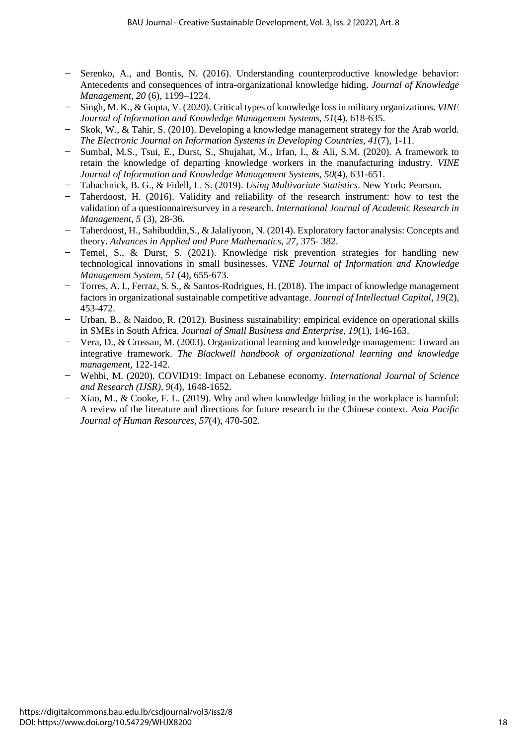- Serenko, A., and Bontis, N. (2016). Understanding counterproductive knowledge behavior: Antecedents and consequences of intra-organizational knowledge hiding. *Journal of Knowledge Management, 20* (6), 1199–1224.
- Singh, M. K., & Gupta, V. (2020). Critical types of knowledge loss in military organizations. *VINE Journal of Information and Knowledge Management Systems*, *51*(4), 618-635.
- Skok, W., & Tahir, S. (2010). Developing a knowledge management strategy for the Arab world. *The Electronic Journal on Information Systems in Developing Countries, 41*(7), 1-11.
- Sumbal, M.S., Tsui, E., Durst, S., Shujahat, M., Irfan, I., & Ali, S.M. (2020). A framework to retain the knowledge of departing knowledge workers in the manufacturing industry. *VINE Journal of Information and Knowledge Management Systems, 50*(4), 631-651.
- Tabachnick, B. G., & Fidell, L. S. (2019). *Using Multivariate Statistics*. New York: Pearson.
- Taherdoost, H. (2016). Validity and reliability of the research instrument: how to test the validation of a questionnaire/survey in a research. *International Journal of Academic Research in Management, 5* (3), 28-36.
- Taherdoost, H., Sahibuddin,S., & Jalaliyoon, N. (2014). Exploratory factor analysis: Concepts and theory. *Advances in Applied and Pure Mathematics, 27*, 375- 382.
- Temel, S., & Durst, S. (2021). Knowledge risk prevention strategies for handling new technological innovations in small businesses. V*INE Journal of Information and Knowledge Management System, 51* (4), 655-673.
- Torres, A. I., Ferraz, S. S., & Santos-Rodrigues, H. (2018). The impact of knowledge management factors in organizational sustainable competitive advantage. *Journal of Intellectual Capital, 19*(2), 453-472.
- Urban, B., & Naidoo, R. (2012). Business sustainability: empirical evidence on operational skills in SMEs in South Africa. *Journal of Small Business and Enterprise, 19*(1), 146-163.
- Vera, D., & Crossan, M. (2003). Organizational learning and knowledge management: Toward an integrative framework. *The Blackwell handbook of organizational learning and knowledge management*, 122-142.
- Wehbi, M. (2020). COVID19: Impact on Lebanese economy. *International Journal of Science and Research (IJSR), 9*(4), 1648-1652.
- Xiao, M., & Cooke, F. L. (2019). Why and when knowledge hiding in the workplace is harmful: A review of the literature and directions for future research in the Chinese context. *Asia Pacific Journal of Human Resources, 57*(4), 470-502.